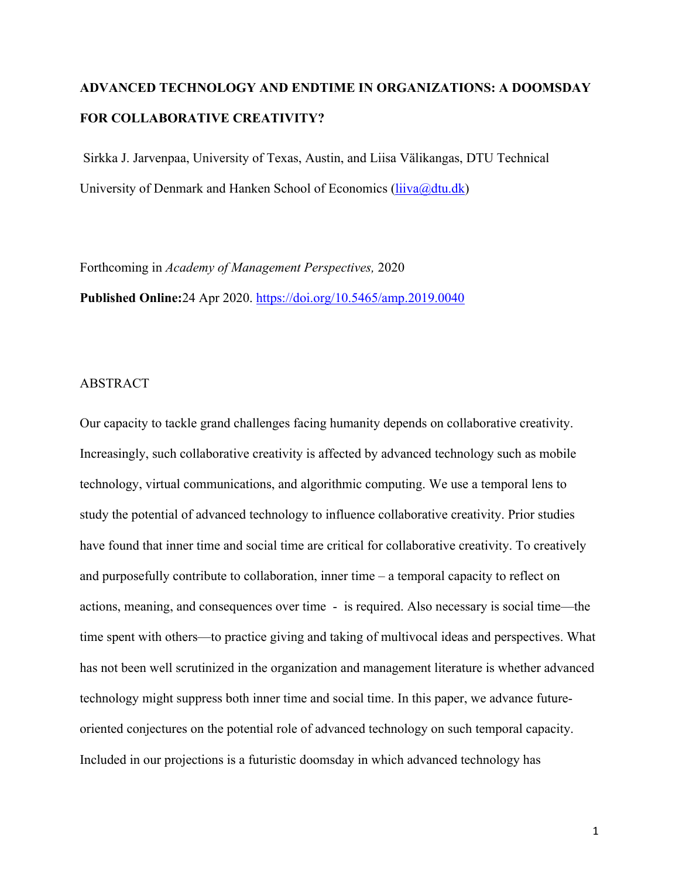# ADVANCED TECHNOLOGY AND ENDTIME IN ORGANIZATIONS: A DOOMSDAY FOR COLLABORATIVE CREATIVITY?

Sirkka J. Jarvenpaa, University of Texas, Austin, and Liisa Välikangas, DTU Technical University of Denmark and Hanken School of Economics (liiva@dtu.dk)

Forthcoming in *Academy of Management Perspectives,* 2020

**Published Online:**24 Apr 2020. https://doi.org/10.5465/amp.2019.0040

ABSTRACT

Our capacity to tackle grand challenges facing humanity depends on collaborative creativity. Increasingly, such collaborative creativity is affected by advanced technology such as mobile technology, virtual communications, and algorithmic computing. We use a temporal lens to study the potential of advanced technology to influence collaborative creativity. Prior studies have found that inner time and social time are critical for collaborative creativity. To creatively and purposefully contribute to collaboration, inner time – a temporal capacity to reflect on actions, meaning, and consequences over time - is required. Also necessary is social time—the time spent with others—to practice giving and taking of multivocal ideas and perspectives. What has not been well scrutinized in the organization and management literature is whether advanced technology might suppress both inner time and social time. In this paper, we advance future-oriented conjectures on the potential role of advanced technology on such temporal capacity. Included in our projections is a futuristic doomsday in which advanced technology has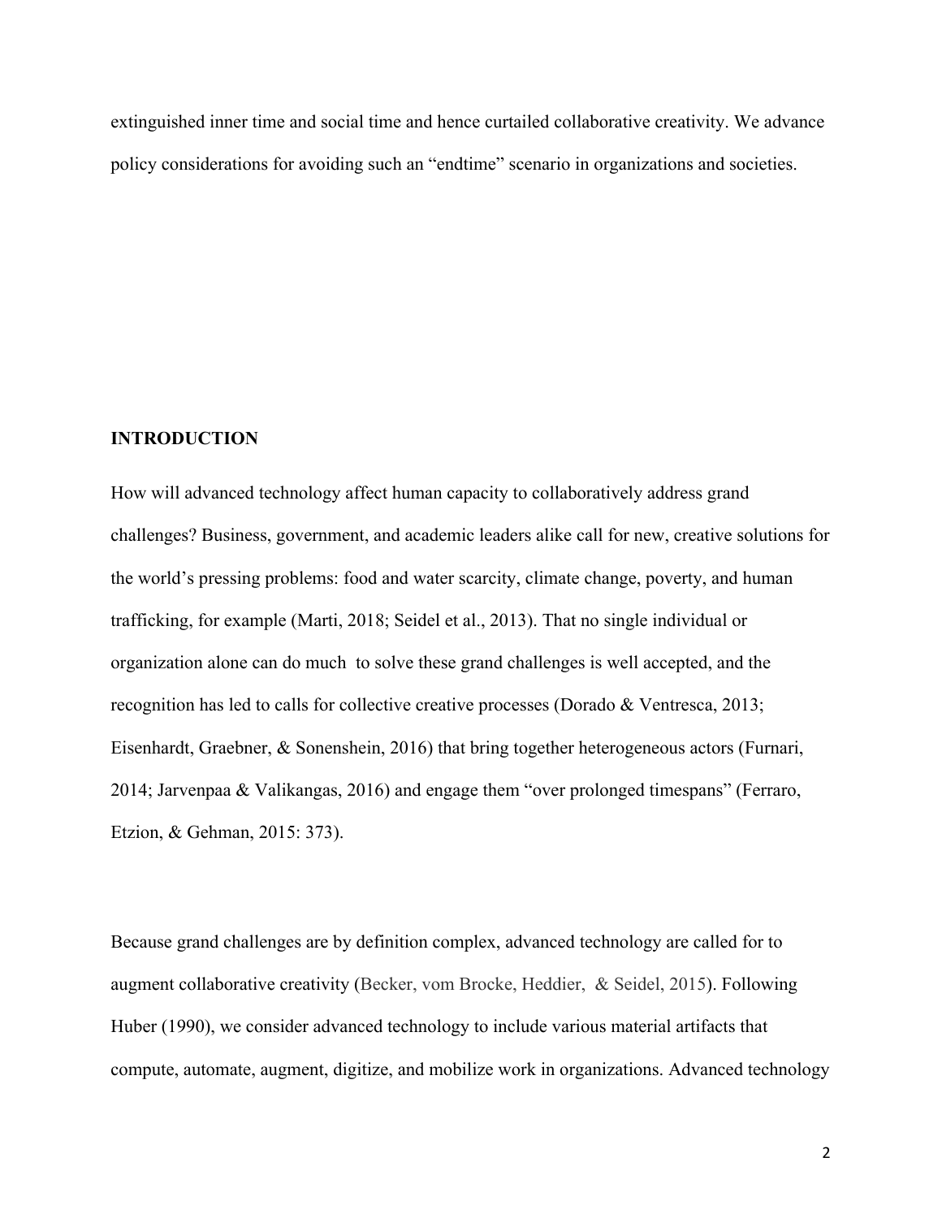extinguished inner time and social time and hence curtailed collaborative creativity. We advance policy considerations for avoiding such an "endtime" scenario in organizations and societies.

## INTRODUCTION

How will advanced technology affect human capacity to collaboratively address grand challenges? Business, government, and academic leaders alike call for new, creative solutions for the world's pressing problems: food and water scarcity, climate change, poverty, and human trafficking, for example (Marti, 2018; Seidel et al., 2013). That no single individual or organization alone can do much to solve these grand challenges is well accepted, and the recognition has led to calls for collective creative processes (Dorado & Ventresca, 2013; Eisenhardt, Graebner, & Sonenshein, 2016) that bring together heterogeneous actors (Furnari, 2014; Jarvenpaa & Valikangas, 2016) and engage them "over prolonged timespans" (Ferraro, Etzion, & Gehman, 2015: 373).

Because grand challenges are by definition complex, advanced technology are called for to augment collaborative creativity (Becker, vom Brocke, Heddier, & Seidel, 2015). Following Huber (1990), we consider advanced technology to include various material artifacts that compute, automate, augment, digitize, and mobilize work in organizations. Advanced technology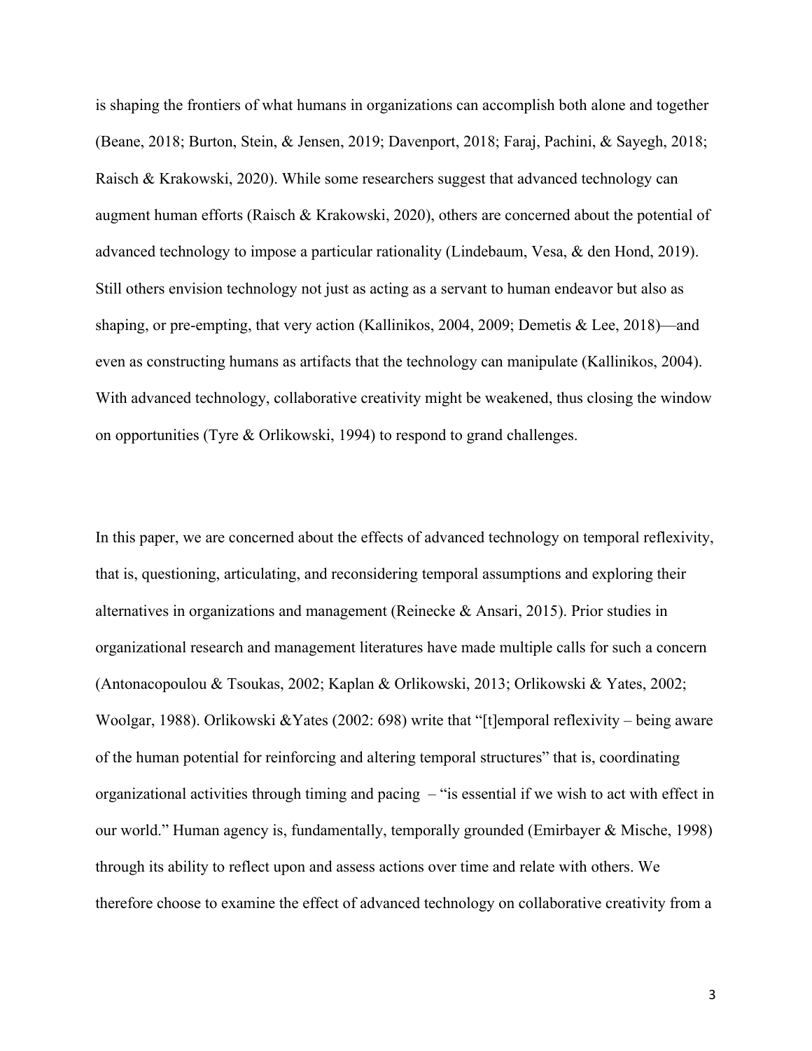is shaping the frontiers of what humans in organizations can accomplish both alone and together (Beane, 2018; Burton, Stein, & Jensen, 2019; Davenport, 2018; Faraj, Pachini, & Sayegh, 2018; Raisch & Krakowski, 2020). While some researchers suggest that advanced technology can augment human efforts (Raisch & Krakowski, 2020), others are concerned about the potential of advanced technology to impose a particular rationality (Lindebaum, Vesa, & den Hond, 2019). Still others envision technology not just as acting as a servant to human endeavor but also as shaping, or pre-empting, that very action (Kallinikos, 2004, 2009; Demetis & Lee, 2018)—and even as constructing humans as artifacts that the technology can manipulate (Kallinikos, 2004). With advanced technology, collaborative creativity might be weakened, thus closing the window on opportunities (Tyre & Orlikowski, 1994) to respond to grand challenges.

In this paper, we are concerned about the effects of advanced technology on temporal reflexivity, that is, questioning, articulating, and reconsidering temporal assumptions and exploring their alternatives in organizations and management (Reinecke & Ansari, 2015). Prior studies in organizational research and management literatures have made multiple calls for such a concern (Antonacopoulou & Tsoukas, 2002; Kaplan & Orlikowski, 2013; Orlikowski & Yates, 2002; Woolgar, 1988). Orlikowski &Yates (2002: 698) write that "[t]emporal reflexivity – being aware of the human potential for reinforcing and altering temporal structures" that is, coordinating organizational activities through timing and pacing – "is essential if we wish to act with effect in our world." Human agency is, fundamentally, temporally grounded (Emirbayer & Mische, 1998) through its ability to reflect upon and assess actions over time and relate with others. We therefore choose to examine the effect of advanced technology on collaborative creativity from a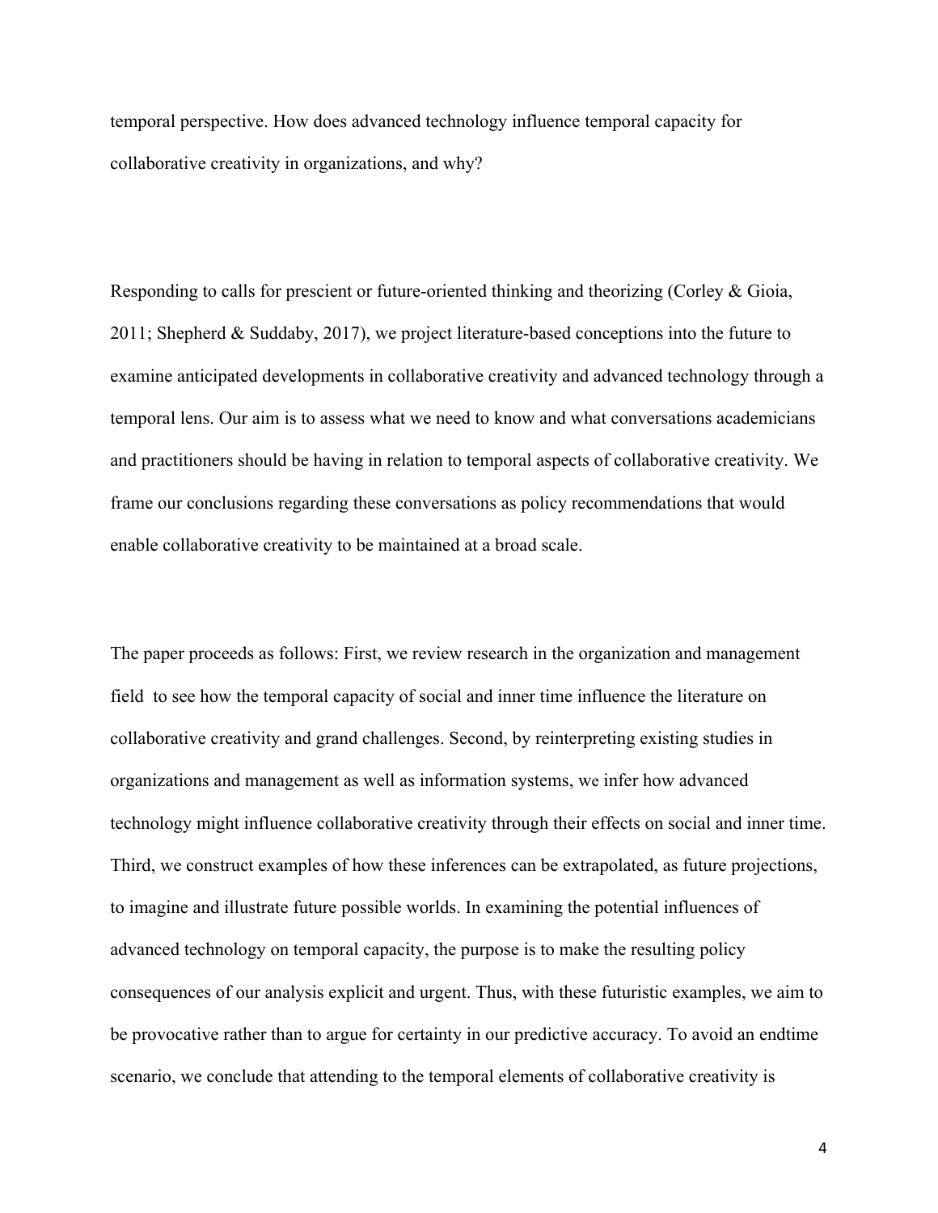temporal perspective. How does advanced technology influence temporal capacity for collaborative creativity in organizations, and why?

Responding to calls for prescient or future-oriented thinking and theorizing (Corley & Gioia, 2011; Shepherd & Suddaby, 2017), we project literature-based conceptions into the future to examine anticipated developments in collaborative creativity and advanced technology through a temporal lens. Our aim is to assess what we need to know and what conversations academicians and practitioners should be having in relation to temporal aspects of collaborative creativity. We frame our conclusions regarding these conversations as policy recommendations that would enable collaborative creativity to be maintained at a broad scale.

The paper proceeds as follows: First, we review research in the organization and management field to see how the temporal capacity of social and inner time influence the literature on collaborative creativity and grand challenges. Second, by reinterpreting existing studies in organizations and management as well as information systems, we infer how advanced technology might influence collaborative creativity through their effects on social and inner time. Third, we construct examples of how these inferences can be extrapolated, as future projections, to imagine and illustrate future possible worlds. In examining the potential influences of advanced technology on temporal capacity, the purpose is to make the resulting policy consequences of our analysis explicit and urgent. Thus, with these futuristic examples, we aim to be provocative rather than to argue for certainty in our predictive accuracy. To avoid an endtime scenario, we conclude that attending to the temporal elements of collaborative creativity is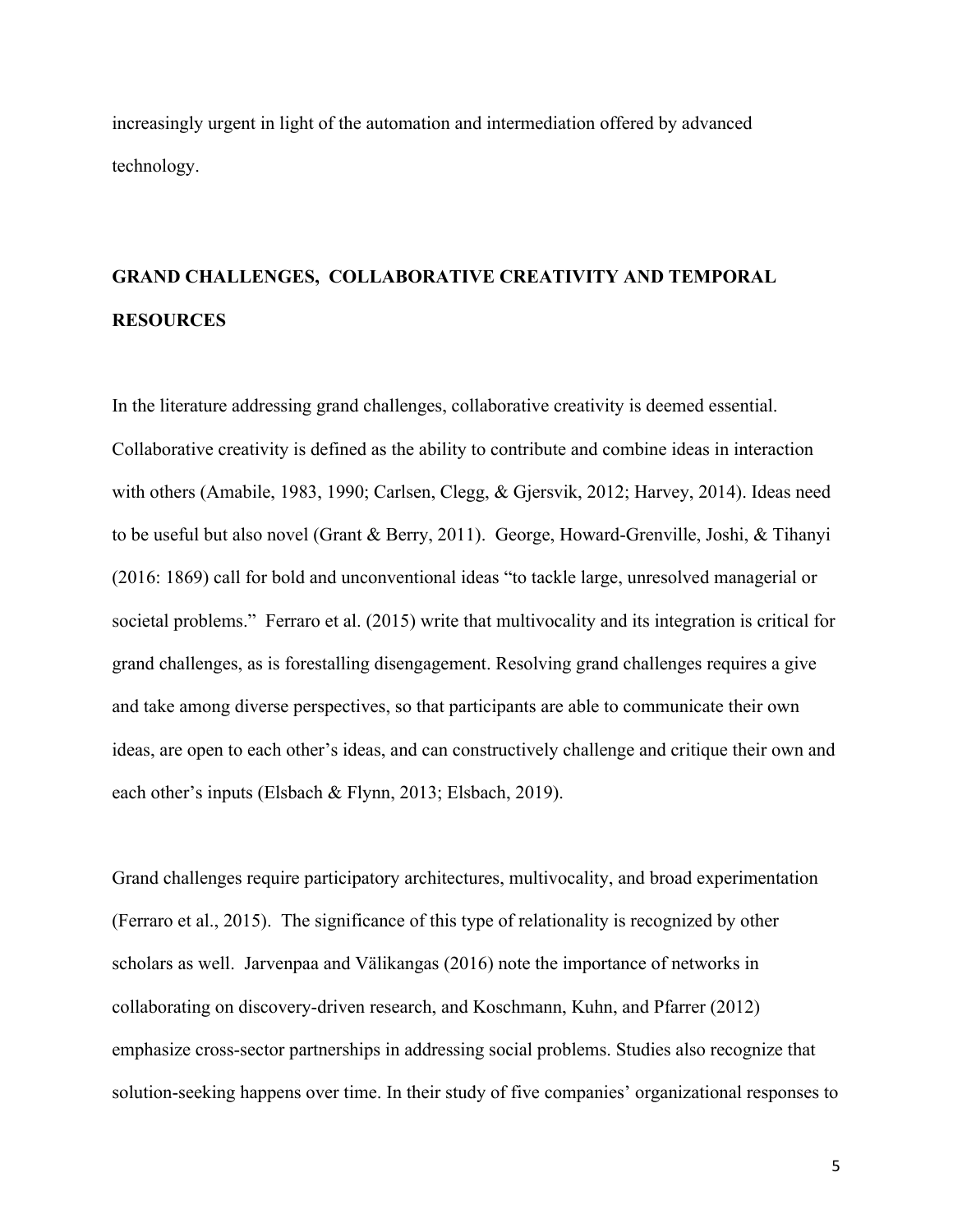increasingly urgent in light of the automation and intermediation offered by advanced technology.

## GRAND CHALLENGES, COLLABORATIVE CREATIVITY AND TEMPORAL RESOURCES

In the literature addressing grand challenges, collaborative creativity is deemed essential. Collaborative creativity is defined as the ability to contribute and combine ideas in interaction with others (Amabile, 1983, 1990; Carlsen, Clegg, & Gjersvik, 2012; Harvey, 2014). Ideas need to be useful but also novel (Grant & Berry, 2011). George, Howard-Grenville, Joshi, & Tihanyi (2016: 1869) call for bold and unconventional ideas "to tackle large, unresolved managerial or societal problems." Ferraro et al. (2015) write that multivocality and its integration is critical for grand challenges, as is forestalling disengagement. Resolving grand challenges requires a give and take among diverse perspectives, so that participants are able to communicate their own ideas, are open to each other's ideas, and can constructively challenge and critique their own and each other's inputs (Elsbach & Flynn, 2013; Elsbach, 2019).

Grand challenges require participatory architectures, multivocality, and broad experimentation (Ferraro et al., 2015). The significance of this type of relationality is recognized by other scholars as well. Jarvenpaa and Välikangas (2016) note the importance of networks in collaborating on discovery-driven research, and Koschmann, Kuhn, and Pfarrer (2012) emphasize cross-sector partnerships in addressing social problems. Studies also recognize that solution-seeking happens over time. In their study of five companies' organizational responses to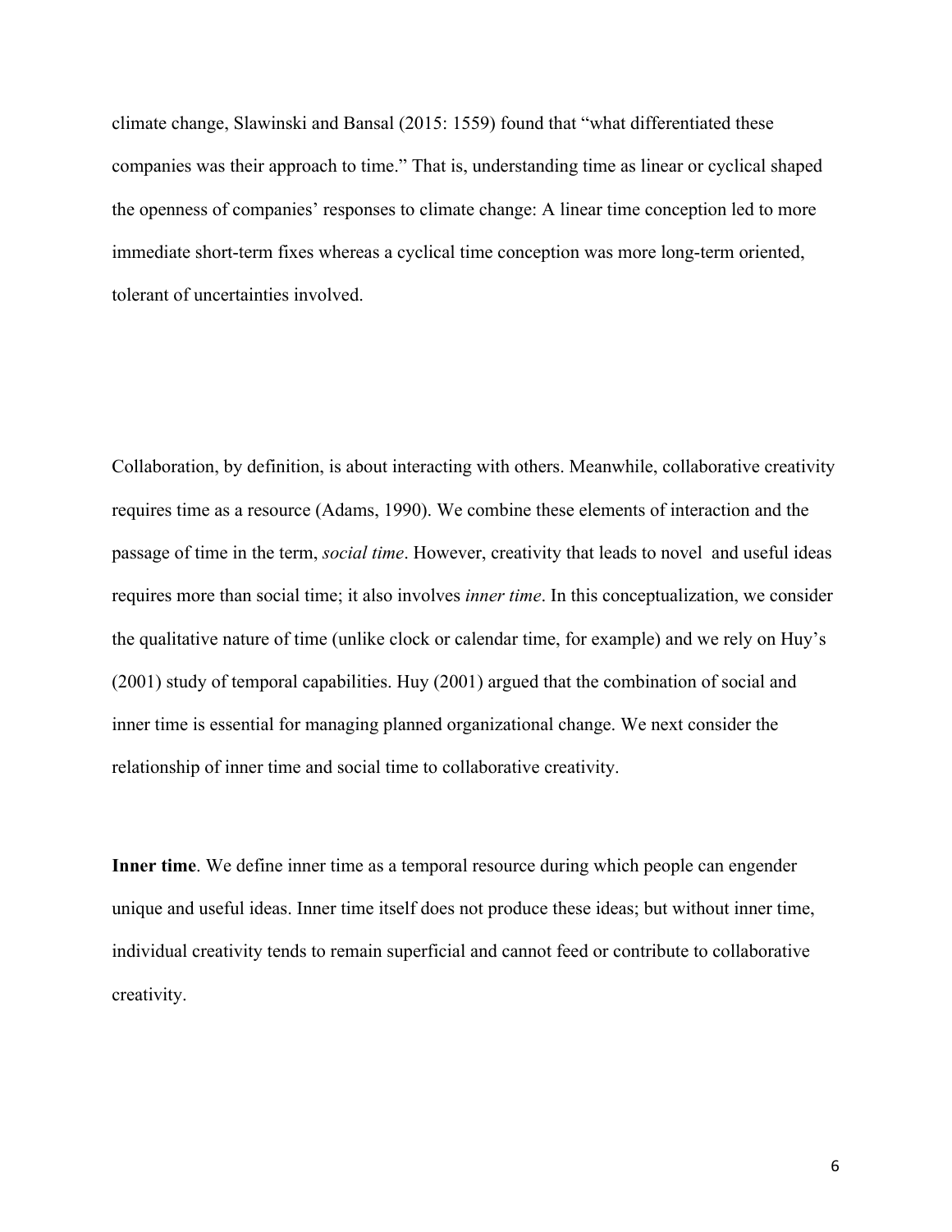climate change, Slawinski and Bansal (2015: 1559) found that "what differentiated these companies was their approach to time." That is, understanding time as linear or cyclical shaped the openness of companies' responses to climate change: A linear time conception led to more immediate short-term fixes whereas a cyclical time conception was more long-term oriented, tolerant of uncertainties involved.

Collaboration, by definition, is about interacting with others. Meanwhile, collaborative creativity requires time as a resource (Adams, 1990). We combine these elements of interaction and the passage of time in the term, *social time*. However, creativity that leads to novel and useful ideas requires more than social time; it also involves *inner time*. In this conceptualization, we consider the qualitative nature of time (unlike clock or calendar time, for example) and we rely on Huy's (2001) study of temporal capabilities. Huy (2001) argued that the combination of social and inner time is essential for managing planned organizational change. We next consider the relationship of inner time and social time to collaborative creativity.

**Inner time**. We define inner time as a temporal resource during which people can engender unique and useful ideas. Inner time itself does not produce these ideas; but without inner time, individual creativity tends to remain superficial and cannot feed or contribute to collaborative creativity.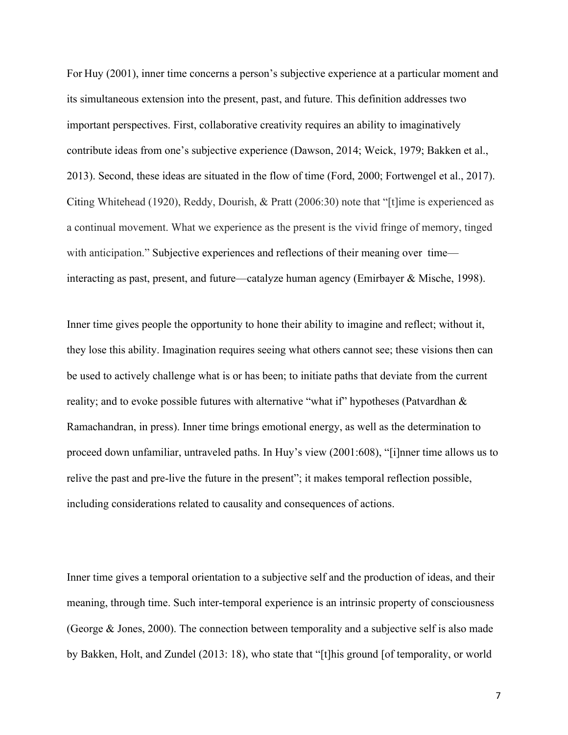For Huy (2001), inner time concerns a person's subjective experience at a particular moment and its simultaneous extension into the present, past, and future. This definition addresses two important perspectives. First, collaborative creativity requires an ability to imaginatively contribute ideas from one's subjective experience (Dawson, 2014; Weick, 1979; Bakken et al., 2013). Second, these ideas are situated in the flow of time (Ford, 2000; Fortwengel et al., 2017). Citing Whitehead (1920), Reddy, Dourish, & Pratt (2006:30) note that "[t]ime is experienced as a continual movement. What we experience as the present is the vivid fringe of memory, tinged with anticipation." Subjective experiences and reflections of their meaning over time—interacting as past, present, and future—catalyze human agency (Emirbayer & Mische, 1998).

Inner time gives people the opportunity to hone their ability to imagine and reflect; without it, they lose this ability. Imagination requires seeing what others cannot see; these visions then can be used to actively challenge what is or has been; to initiate paths that deviate from the current reality; and to evoke possible futures with alternative "what if" hypotheses (Patvardhan & Ramachandran, in press). Inner time brings emotional energy, as well as the determination to proceed down unfamiliar, untraveled paths. In Huy's view (2001:608), "[i]nner time allows us to relive the past and pre-live the future in the present"; it makes temporal reflection possible, including considerations related to causality and consequences of actions.

Inner time gives a temporal orientation to a subjective self and the production of ideas, and their meaning, through time. Such inter-temporal experience is an intrinsic property of consciousness (George & Jones, 2000). The connection between temporality and a subjective self is also made by Bakken, Holt, and Zundel (2013: 18), who state that "[t]his ground [of temporality, or world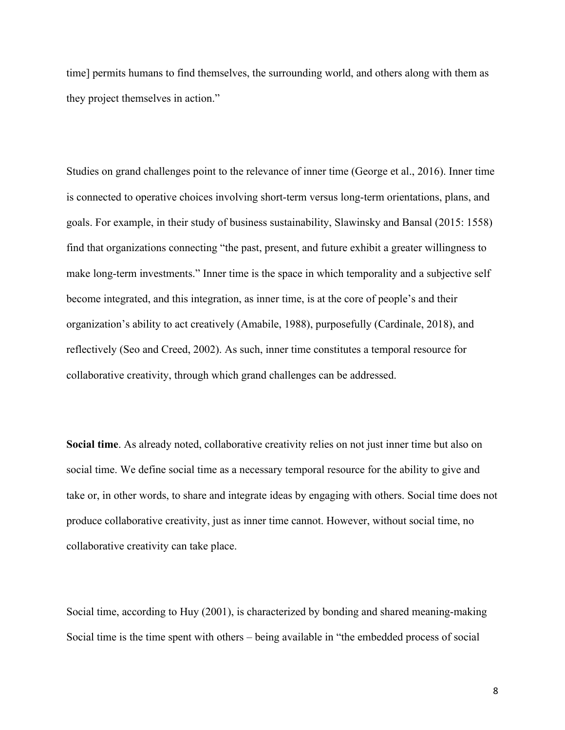time] permits humans to find themselves, the surrounding world, and others along with them as they project themselves in action."

Studies on grand challenges point to the relevance of inner time (George et al., 2016). Inner time is connected to operative choices involving short-term versus long-term orientations, plans, and goals. For example, in their study of business sustainability, Slawinsky and Bansal (2015: 1558) find that organizations connecting "the past, present, and future exhibit a greater willingness to make long-term investments." Inner time is the space in which temporality and a subjective self become integrated, and this integration, as inner time, is at the core of people's and their organization's ability to act creatively (Amabile, 1988), purposefully (Cardinale, 2018), and reflectively (Seo and Creed, 2002). As such, inner time constitutes a temporal resource for collaborative creativity, through which grand challenges can be addressed.

**Social time**. As already noted, collaborative creativity relies on not just inner time but also on social time. We define social time as a necessary temporal resource for the ability to give and take or, in other words, to share and integrate ideas by engaging with others. Social time does not produce collaborative creativity, just as inner time cannot. However, without social time, no collaborative creativity can take place.

Social time, according to Huy (2001), is characterized by bonding and shared meaning-making Social time is the time spent with others – being available in "the embedded process of social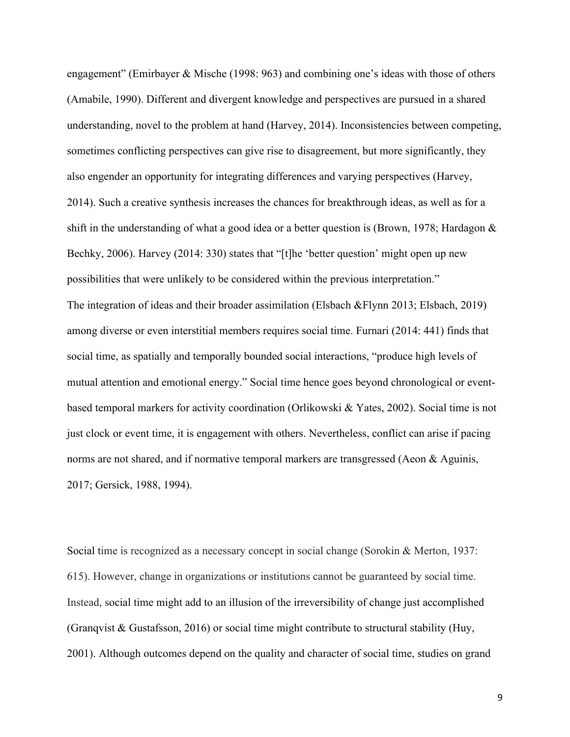engagement” (Emirbayer & Mische (1998: 963) and combining one’s ideas with those of others (Amabile, 1990). Different and divergent knowledge and perspectives are pursued in a shared understanding, novel to the problem at hand (Harvey, 2014). Inconsistencies between competing, sometimes conflicting perspectives can give rise to disagreement, but more significantly, they also engender an opportunity for integrating differences and varying perspectives (Harvey, 2014). Such a creative synthesis increases the chances for breakthrough ideas, as well as for a shift in the understanding of what a good idea or a better question is (Brown, 1978; Hardagon & Bechky, 2006). Harvey (2014: 330) states that “[t]he ‘better question’ might open up new possibilities that were unlikely to be considered within the previous interpretation.”

The integration of ideas and their broader assimilation (Elsbach &Flynn 2013; Elsbach, 2019) among diverse or even interstitial members requires social time. Furnari (2014: 441) finds that social time, as spatially and temporally bounded social interactions, “produce high levels of mutual attention and emotional energy.” Social time hence goes beyond chronological or event-based temporal markers for activity coordination (Orlikowski & Yates, 2002). Social time is not just clock or event time, it is engagement with others. Nevertheless, conflict can arise if pacing norms are not shared, and if normative temporal markers are transgressed (Aeon & Aguinis, 2017; Gersick, 1988, 1994).

Social time is recognized as a necessary concept in social change (Sorokin & Merton, 1937: 615). However, change in organizations or institutions cannot be guaranteed by social time. Instead, social time might add to an illusion of the irreversibility of change just accomplished (Granqvist & Gustafsson, 2016) or social time might contribute to structural stability (Huy, 2001). Although outcomes depend on the quality and character of social time, studies on grand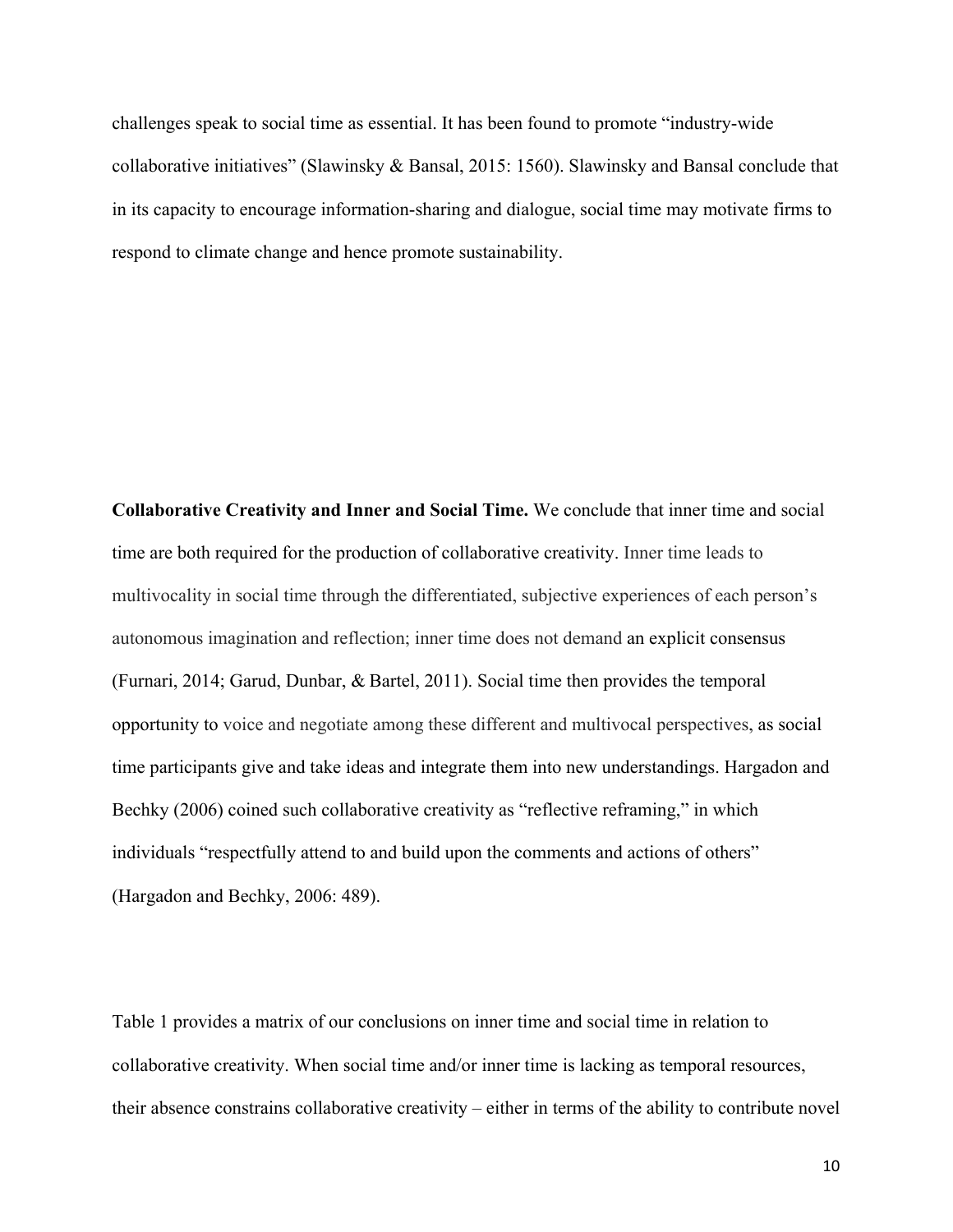challenges speak to social time as essential. It has been found to promote "industry-wide collaborative initiatives" (Slawinsky & Bansal, 2015: 1560). Slawinsky and Bansal conclude that in its capacity to encourage information-sharing and dialogue, social time may motivate firms to respond to climate change and hence promote sustainability.

**Collaborative Creativity and Inner and Social Time.** We conclude that inner time and social time are both required for the production of collaborative creativity. Inner time leads to multivocality in social time through the differentiated, subjective experiences of each person's autonomous imagination and reflection; inner time does not demand an explicit consensus (Furnari, 2014; Garud, Dunbar, & Bartel, 2011). Social time then provides the temporal opportunity to voice and negotiate among these different and multivocal perspectives, as social time participants give and take ideas and integrate them into new understandings. Hargadon and Bechky (2006) coined such collaborative creativity as "reflective reframing," in which individuals "respectfully attend to and build upon the comments and actions of others" (Hargadon and Bechky, 2006: 489).

Table 1 provides a matrix of our conclusions on inner time and social time in relation to collaborative creativity. When social time and/or inner time is lacking as temporal resources, their absence constrains collaborative creativity – either in terms of the ability to contribute novel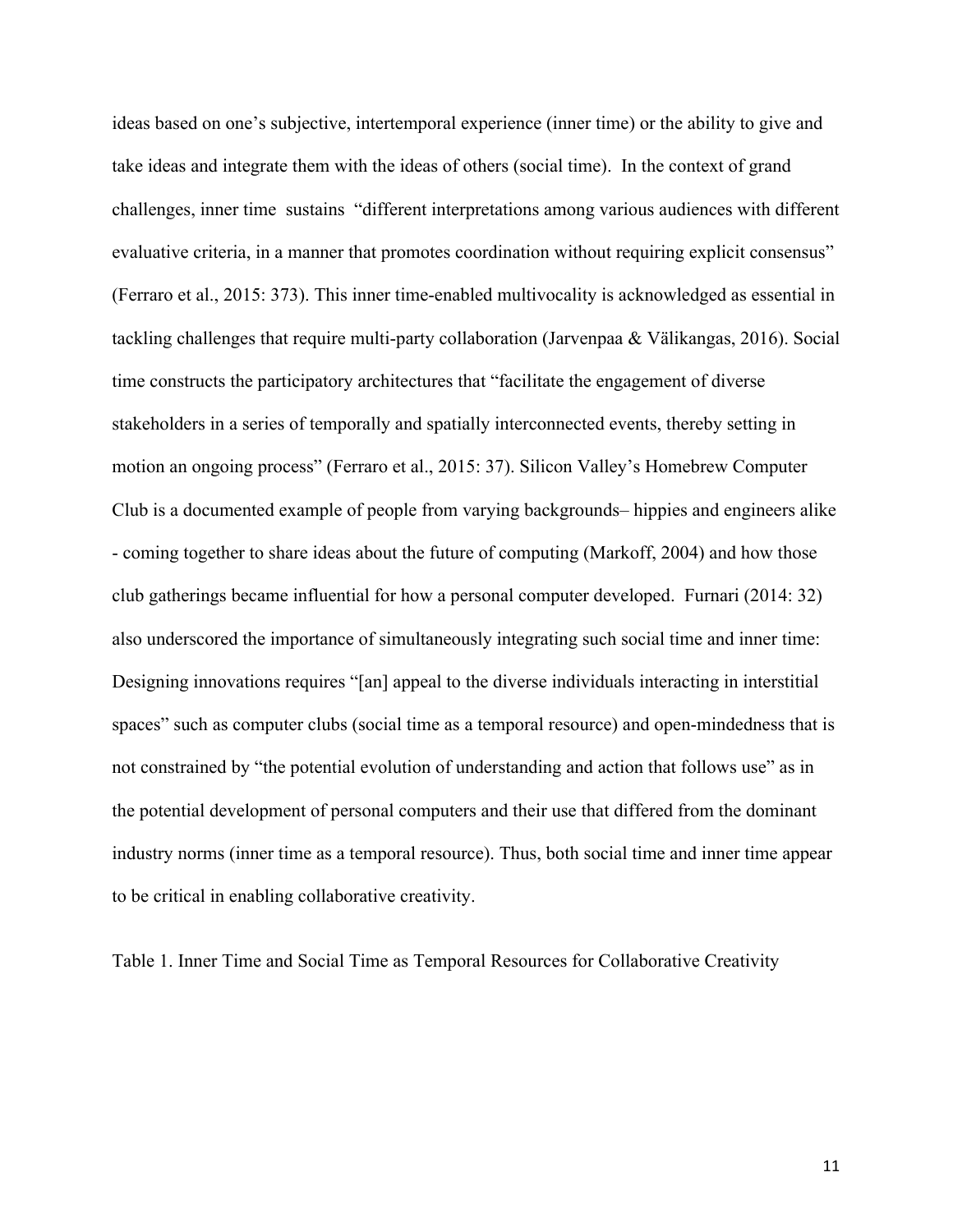ideas based on one's subjective, intertemporal experience (inner time) or the ability to give and take ideas and integrate them with the ideas of others (social time). In the context of grand challenges, inner time sustains "different interpretations among various audiences with different evaluative criteria, in a manner that promotes coordination without requiring explicit consensus" (Ferraro et al., 2015: 373). This inner time-enabled multivocality is acknowledged as essential in tackling challenges that require multi-party collaboration (Jarvenpaa & Välikangas, 2016). Social time constructs the participatory architectures that "facilitate the engagement of diverse stakeholders in a series of temporally and spatially interconnected events, thereby setting in motion an ongoing process" (Ferraro et al., 2015: 37). Silicon Valley's Homebrew Computer Club is a documented example of people from varying backgrounds– hippies and engineers alike - coming together to share ideas about the future of computing (Markoff, 2004) and how those club gatherings became influential for how a personal computer developed. Furnari (2014: 32) also underscored the importance of simultaneously integrating such social time and inner time: Designing innovations requires "[an] appeal to the diverse individuals interacting in interstitial spaces" such as computer clubs (social time as a temporal resource) and open-mindedness that is not constrained by "the potential evolution of understanding and action that follows use" as in the potential development of personal computers and their use that differed from the dominant industry norms (inner time as a temporal resource). Thus, both social time and inner time appear to be critical in enabling collaborative creativity.

Table 1. Inner Time and Social Time as Temporal Resources for Collaborative Creativity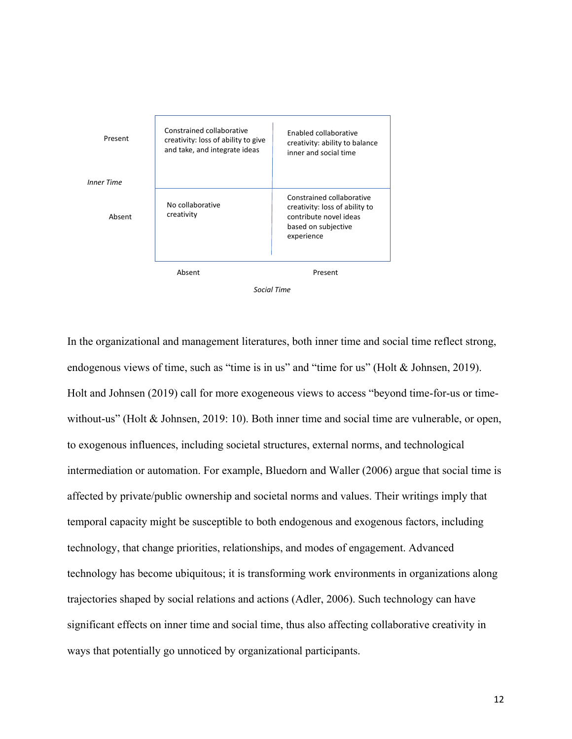| | | Social Time: Absent | Social Time: Present |
|---|---|---|---|
| *Inner Time* | Present | Constrained collaborative creativity: loss of ability to give and take, and integrate ideas | Enabled collaborative creativity: ability to balance inner and social time |
| | Absent | No collaborative creativity | Constrained collaborative creativity: loss of ability to contribute novel ideas based on subjective experience |

In the organizational and management literatures, both inner time and social time reflect strong, endogenous views of time, such as "time is in us" and "time for us" (Holt & Johnsen, 2019). Holt and Johnsen (2019) call for more exogeneous views to access "beyond time-for-us or time-without-us" (Holt & Johnsen, 2019: 10). Both inner time and social time are vulnerable, or open, to exogenous influences, including societal structures, external norms, and technological intermediation or automation. For example, Bluedorn and Waller (2006) argue that social time is affected by private/public ownership and societal norms and values. Their writings imply that temporal capacity might be susceptible to both endogenous and exogenous factors, including technology, that change priorities, relationships, and modes of engagement. Advanced technology has become ubiquitous; it is transforming work environments in organizations along trajectories shaped by social relations and actions (Adler, 2006). Such technology can have significant effects on inner time and social time, thus also affecting collaborative creativity in ways that potentially go unnoticed by organizational participants.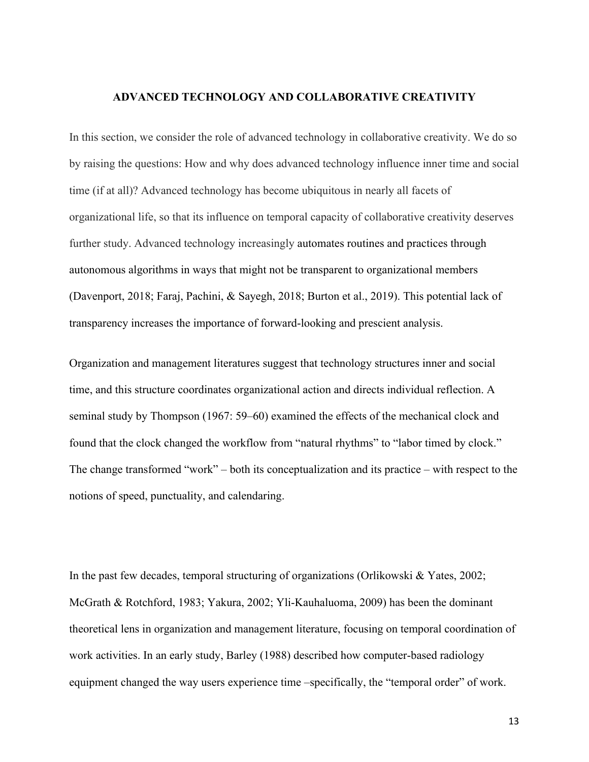## ADVANCED TECHNOLOGY AND COLLABORATIVE CREATIVITY

In this section, we consider the role of advanced technology in collaborative creativity. We do so by raising the questions: How and why does advanced technology influence inner time and social time (if at all)? Advanced technology has become ubiquitous in nearly all facets of organizational life, so that its influence on temporal capacity of collaborative creativity deserves further study. Advanced technology increasingly automates routines and practices through autonomous algorithms in ways that might not be transparent to organizational members (Davenport, 2018; Faraj, Pachini, & Sayegh, 2018; Burton et al., 2019). This potential lack of transparency increases the importance of forward-looking and prescient analysis.

Organization and management literatures suggest that technology structures inner and social time, and this structure coordinates organizational action and directs individual reflection. A seminal study by Thompson (1967: 59–60) examined the effects of the mechanical clock and found that the clock changed the workflow from "natural rhythms" to "labor timed by clock." The change transformed "work" – both its conceptualization and its practice – with respect to the notions of speed, punctuality, and calendaring.

In the past few decades, temporal structuring of organizations (Orlikowski & Yates, 2002; McGrath & Rotchford, 1983; Yakura, 2002; Yli-Kauhaluoma, 2009) has been the dominant theoretical lens in organization and management literature, focusing on temporal coordination of work activities. In an early study, Barley (1988) described how computer-based radiology equipment changed the way users experience time –specifically, the "temporal order" of work.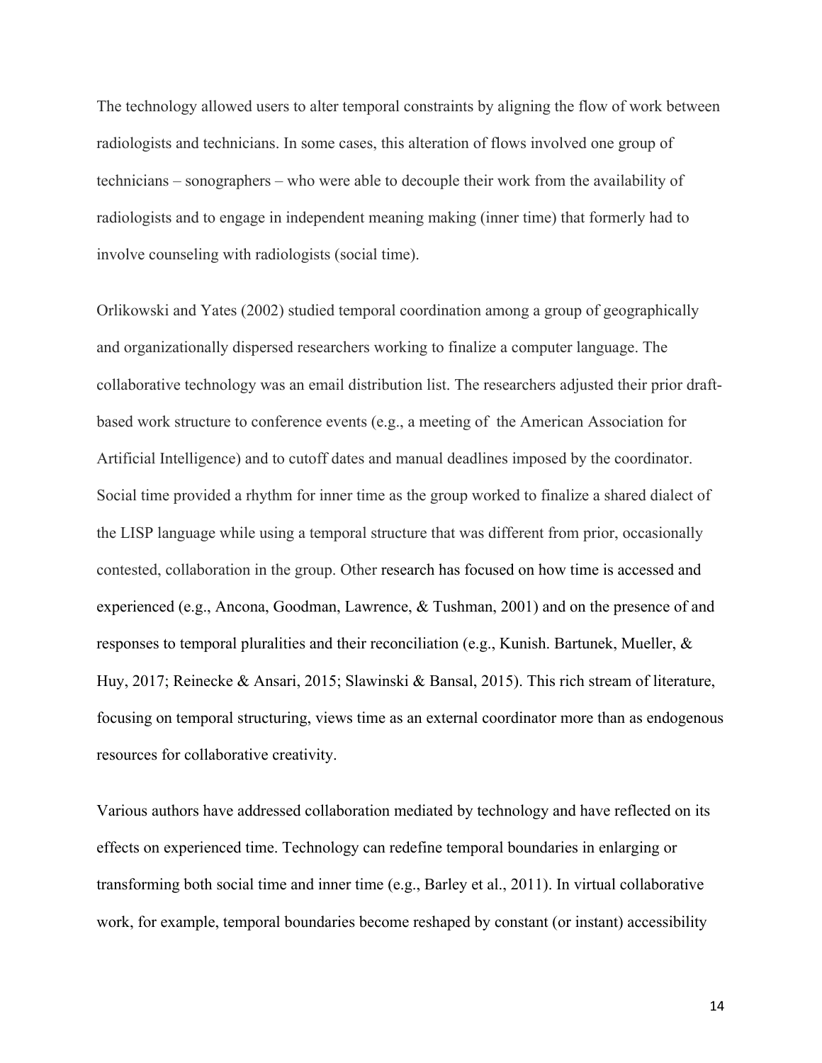The technology allowed users to alter temporal constraints by aligning the flow of work between radiologists and technicians. In some cases, this alteration of flows involved one group of technicians – sonographers – who were able to decouple their work from the availability of radiologists and to engage in independent meaning making (inner time) that formerly had to involve counseling with radiologists (social time).

Orlikowski and Yates (2002) studied temporal coordination among a group of geographically and organizationally dispersed researchers working to finalize a computer language. The collaborative technology was an email distribution list. The researchers adjusted their prior draft-based work structure to conference events (e.g., a meeting of  the American Association for Artificial Intelligence) and to cutoff dates and manual deadlines imposed by the coordinator. Social time provided a rhythm for inner time as the group worked to finalize a shared dialect of the LISP language while using a temporal structure that was different from prior, occasionally contested, collaboration in the group. Other research has focused on how time is accessed and experienced (e.g., Ancona, Goodman, Lawrence, & Tushman, 2001) and on the presence of and responses to temporal pluralities and their reconciliation (e.g., Kunish. Bartunek, Mueller, & Huy, 2017; Reinecke & Ansari, 2015; Slawinski & Bansal, 2015). This rich stream of literature, focusing on temporal structuring, views time as an external coordinator more than as endogenous resources for collaborative creativity.

Various authors have addressed collaboration mediated by technology and have reflected on its effects on experienced time. Technology can redefine temporal boundaries in enlarging or transforming both social time and inner time (e.g., Barley et al., 2011). In virtual collaborative work, for example, temporal boundaries become reshaped by constant (or instant) accessibility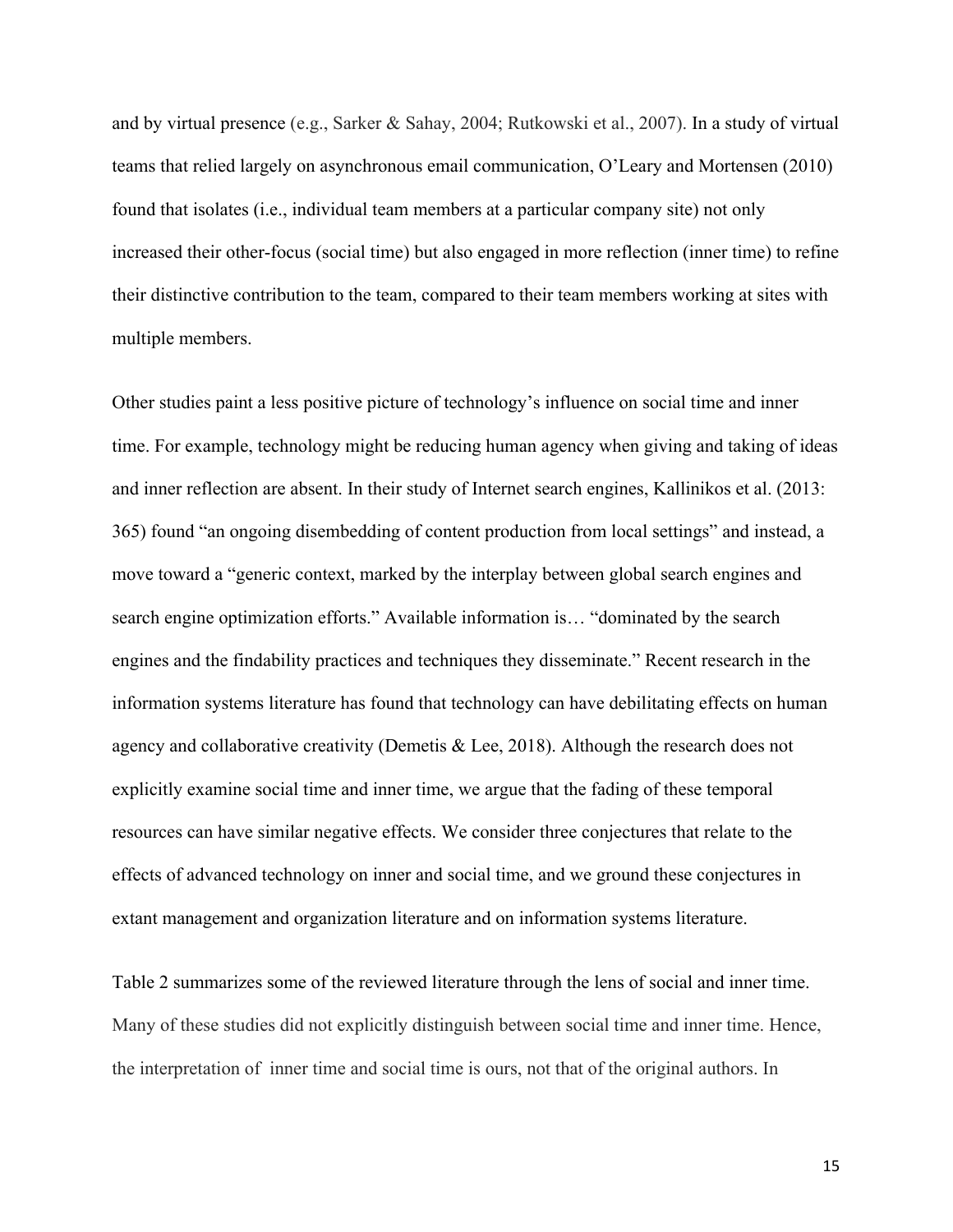and by virtual presence (e.g., Sarker & Sahay, 2004; Rutkowski et al., 2007). In a study of virtual teams that relied largely on asynchronous email communication, O'Leary and Mortensen (2010) found that isolates (i.e., individual team members at a particular company site) not only increased their other-focus (social time) but also engaged in more reflection (inner time) to refine their distinctive contribution to the team, compared to their team members working at sites with multiple members.

Other studies paint a less positive picture of technology's influence on social time and inner time. For example, technology might be reducing human agency when giving and taking of ideas and inner reflection are absent. In their study of Internet search engines, Kallinikos et al. (2013: 365) found "an ongoing disembedding of content production from local settings" and instead, a move toward a "generic context, marked by the interplay between global search engines and search engine optimization efforts." Available information is… "dominated by the search engines and the findability practices and techniques they disseminate." Recent research in the information systems literature has found that technology can have debilitating effects on human agency and collaborative creativity (Demetis & Lee, 2018). Although the research does not explicitly examine social time and inner time, we argue that the fading of these temporal resources can have similar negative effects. We consider three conjectures that relate to the effects of advanced technology on inner and social time, and we ground these conjectures in extant management and organization literature and on information systems literature.

Table 2 summarizes some of the reviewed literature through the lens of social and inner time. Many of these studies did not explicitly distinguish between social time and inner time. Hence, the interpretation of inner time and social time is ours, not that of the original authors. In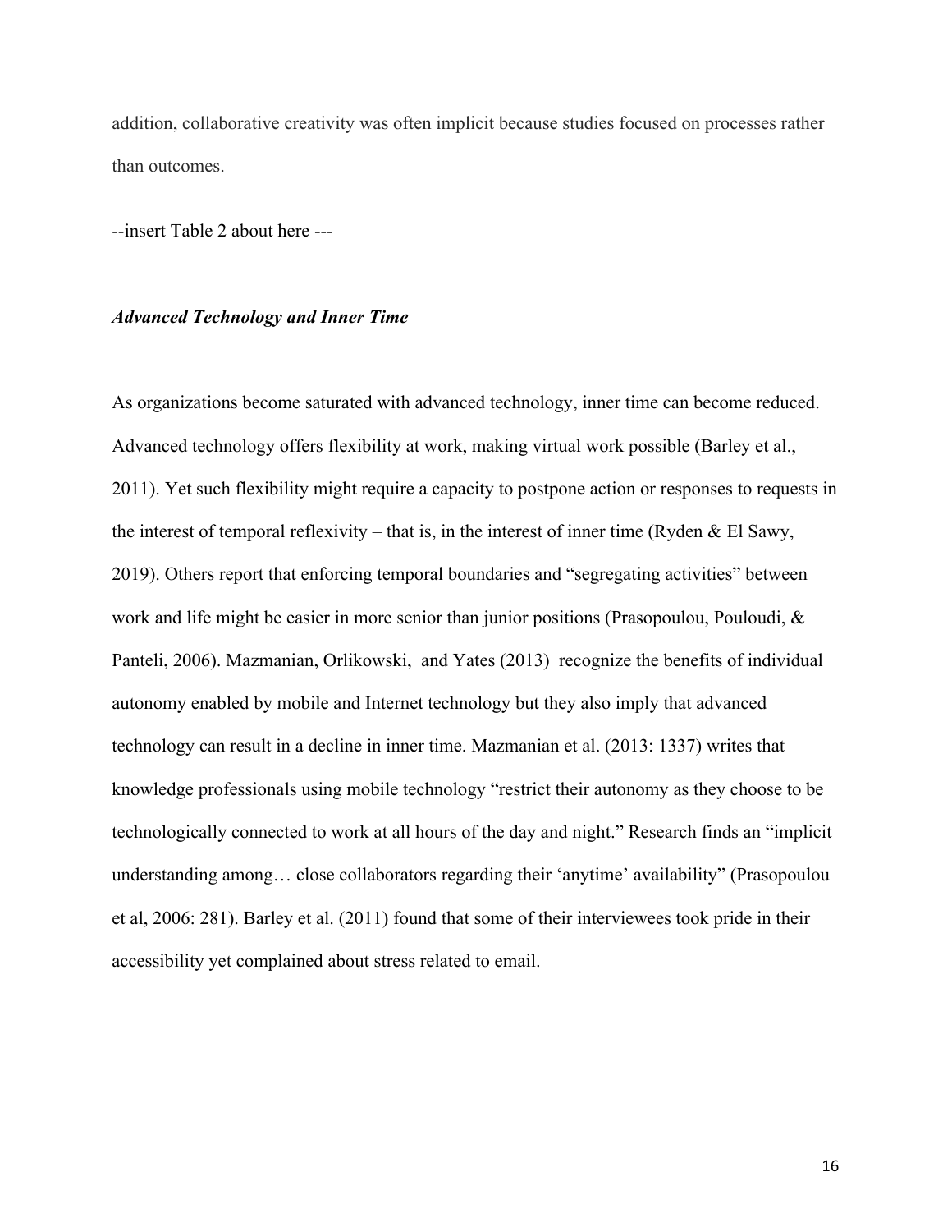addition, collaborative creativity was often implicit because studies focused on processes rather than outcomes.

--insert Table 2 about here ---

### *Advanced Technology and Inner Time*

As organizations become saturated with advanced technology, inner time can become reduced. Advanced technology offers flexibility at work, making virtual work possible (Barley et al., 2011). Yet such flexibility might require a capacity to postpone action or responses to requests in the interest of temporal reflexivity – that is, in the interest of inner time (Ryden & El Sawy, 2019). Others report that enforcing temporal boundaries and "segregating activities" between work and life might be easier in more senior than junior positions (Prasopoulou, Pouloudi, & Panteli, 2006). Mazmanian, Orlikowski, and Yates (2013) recognize the benefits of individual autonomy enabled by mobile and Internet technology but they also imply that advanced technology can result in a decline in inner time. Mazmanian et al. (2013: 1337) writes that knowledge professionals using mobile technology "restrict their autonomy as they choose to be technologically connected to work at all hours of the day and night." Research finds an "implicit understanding among… close collaborators regarding their 'anytime' availability" (Prasopoulou et al, 2006: 281). Barley et al. (2011) found that some of their interviewees took pride in their accessibility yet complained about stress related to email.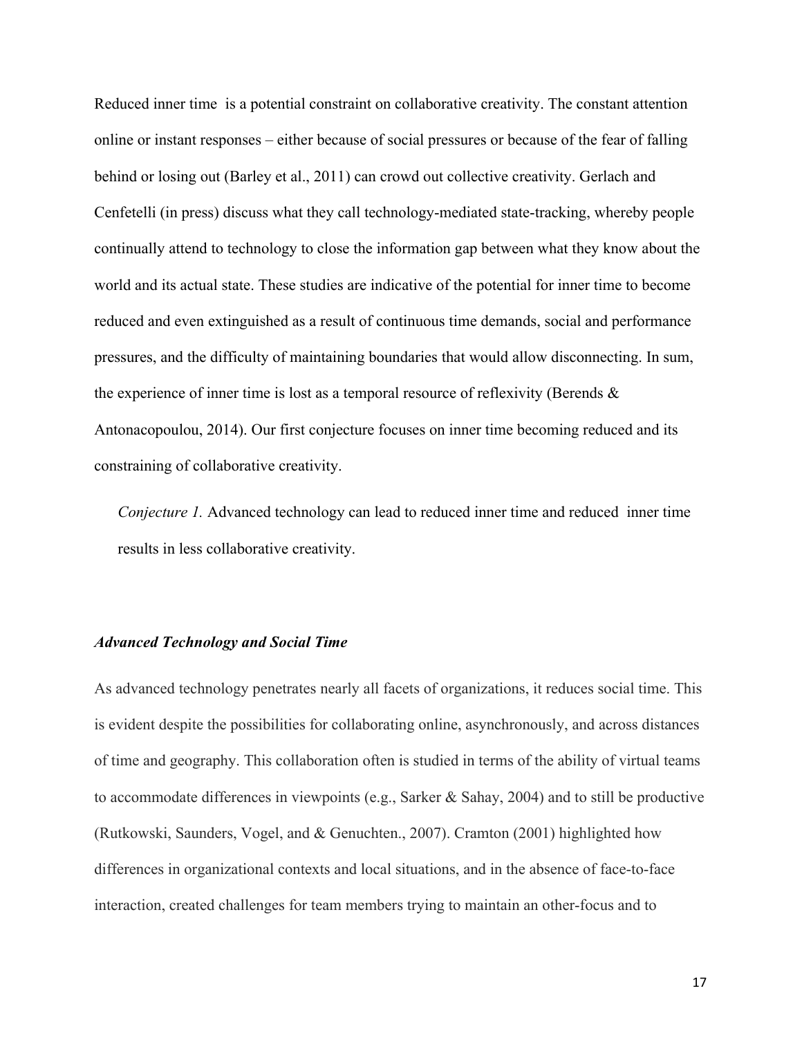Reduced inner time is a potential constraint on collaborative creativity. The constant attention online or instant responses – either because of social pressures or because of the fear of falling behind or losing out (Barley et al., 2011) can crowd out collective creativity. Gerlach and Cenfetelli (in press) discuss what they call technology-mediated state-tracking, whereby people continually attend to technology to close the information gap between what they know about the world and its actual state. These studies are indicative of the potential for inner time to become reduced and even extinguished as a result of continuous time demands, social and performance pressures, and the difficulty of maintaining boundaries that would allow disconnecting. In sum, the experience of inner time is lost as a temporal resource of reflexivity (Berends & Antonacopoulou, 2014). Our first conjecture focuses on inner time becoming reduced and its constraining of collaborative creativity.

*Conjecture 1.* Advanced technology can lead to reduced inner time and reduced inner time results in less collaborative creativity.

### *Advanced Technology and Social Time*

As advanced technology penetrates nearly all facets of organizations, it reduces social time. This is evident despite the possibilities for collaborating online, asynchronously, and across distances of time and geography. This collaboration often is studied in terms of the ability of virtual teams to accommodate differences in viewpoints (e.g., Sarker & Sahay, 2004) and to still be productive (Rutkowski, Saunders, Vogel, and & Genuchten., 2007). Cramton (2001) highlighted how differences in organizational contexts and local situations, and in the absence of face-to-face interaction, created challenges for team members trying to maintain an other-focus and to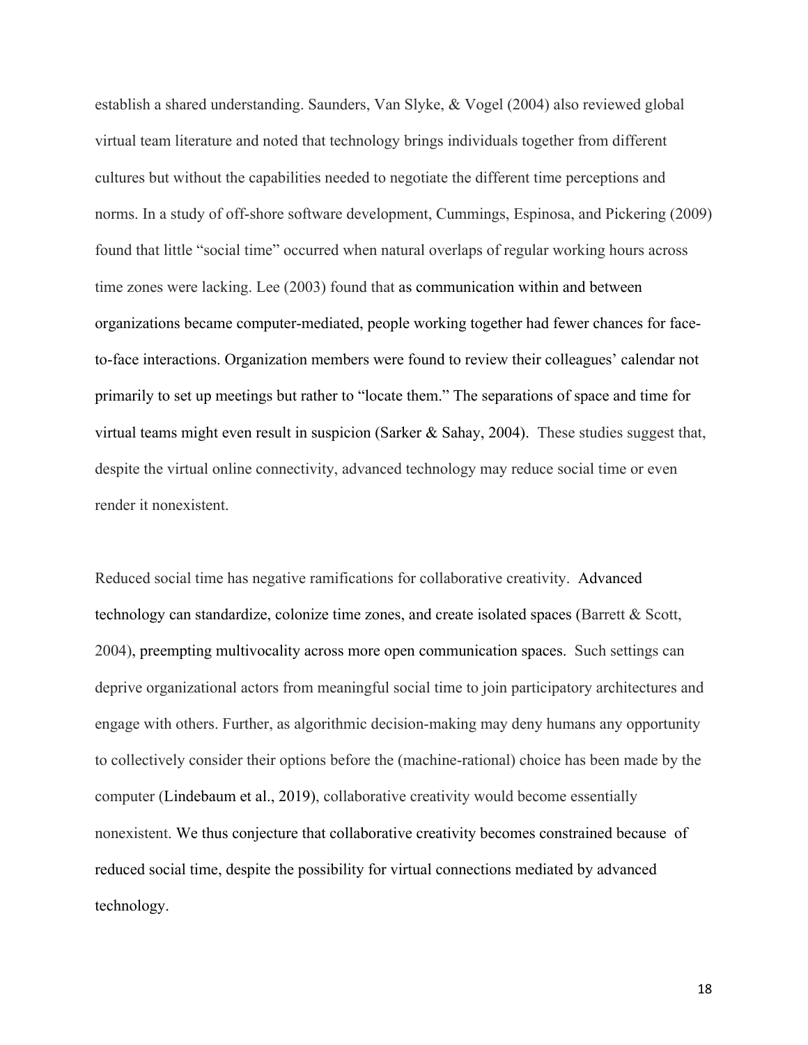establish a shared understanding. Saunders, Van Slyke, & Vogel (2004) also reviewed global virtual team literature and noted that technology brings individuals together from different cultures but without the capabilities needed to negotiate the different time perceptions and norms. In a study of off-shore software development, Cummings, Espinosa, and Pickering (2009) found that little "social time" occurred when natural overlaps of regular working hours across time zones were lacking. Lee (2003) found that as communication within and between organizations became computer-mediated, people working together had fewer chances for face-to-face interactions. Organization members were found to review their colleagues' calendar not primarily to set up meetings but rather to "locate them." The separations of space and time for virtual teams might even result in suspicion (Sarker & Sahay, 2004). These studies suggest that, despite the virtual online connectivity, advanced technology may reduce social time or even render it nonexistent.

Reduced social time has negative ramifications for collaborative creativity. Advanced technology can standardize, colonize time zones, and create isolated spaces (Barrett & Scott, 2004), preempting multivocality across more open communication spaces. Such settings can deprive organizational actors from meaningful social time to join participatory architectures and engage with others. Further, as algorithmic decision-making may deny humans any opportunity to collectively consider their options before the (machine-rational) choice has been made by the computer (Lindebaum et al., 2019), collaborative creativity would become essentially nonexistent. We thus conjecture that collaborative creativity becomes constrained because of reduced social time, despite the possibility for virtual connections mediated by advanced technology.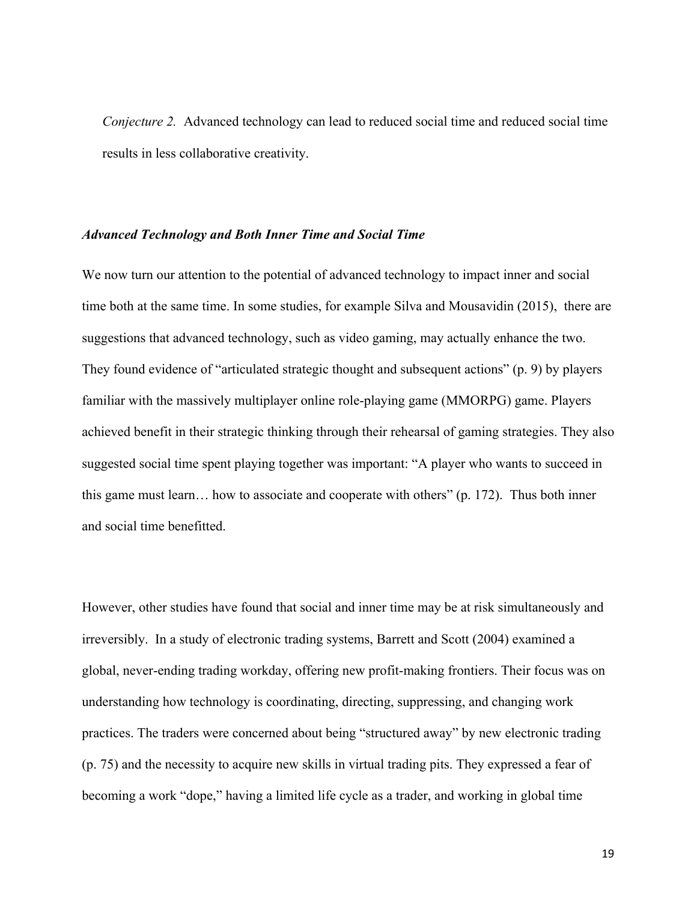*Conjecture 2.* Advanced technology can lead to reduced social time and reduced social time results in less collaborative creativity.

### *Advanced Technology and Both Inner Time and Social Time*

We now turn our attention to the potential of advanced technology to impact inner and social time both at the same time. In some studies, for example Silva and Mousavidin (2015), there are suggestions that advanced technology, such as video gaming, may actually enhance the two. They found evidence of "articulated strategic thought and subsequent actions" (p. 9) by players familiar with the massively multiplayer online role-playing game (MMORPG) game. Players achieved benefit in their strategic thinking through their rehearsal of gaming strategies. They also suggested social time spent playing together was important: "A player who wants to succeed in this game must learn… how to associate and cooperate with others" (p. 172). Thus both inner and social time benefitted.

However, other studies have found that social and inner time may be at risk simultaneously and irreversibly. In a study of electronic trading systems, Barrett and Scott (2004) examined a global, never-ending trading workday, offering new profit-making frontiers. Their focus was on understanding how technology is coordinating, directing, suppressing, and changing work practices. The traders were concerned about being "structured away" by new electronic trading (p. 75) and the necessity to acquire new skills in virtual trading pits. They expressed a fear of becoming a work "dope," having a limited life cycle as a trader, and working in global time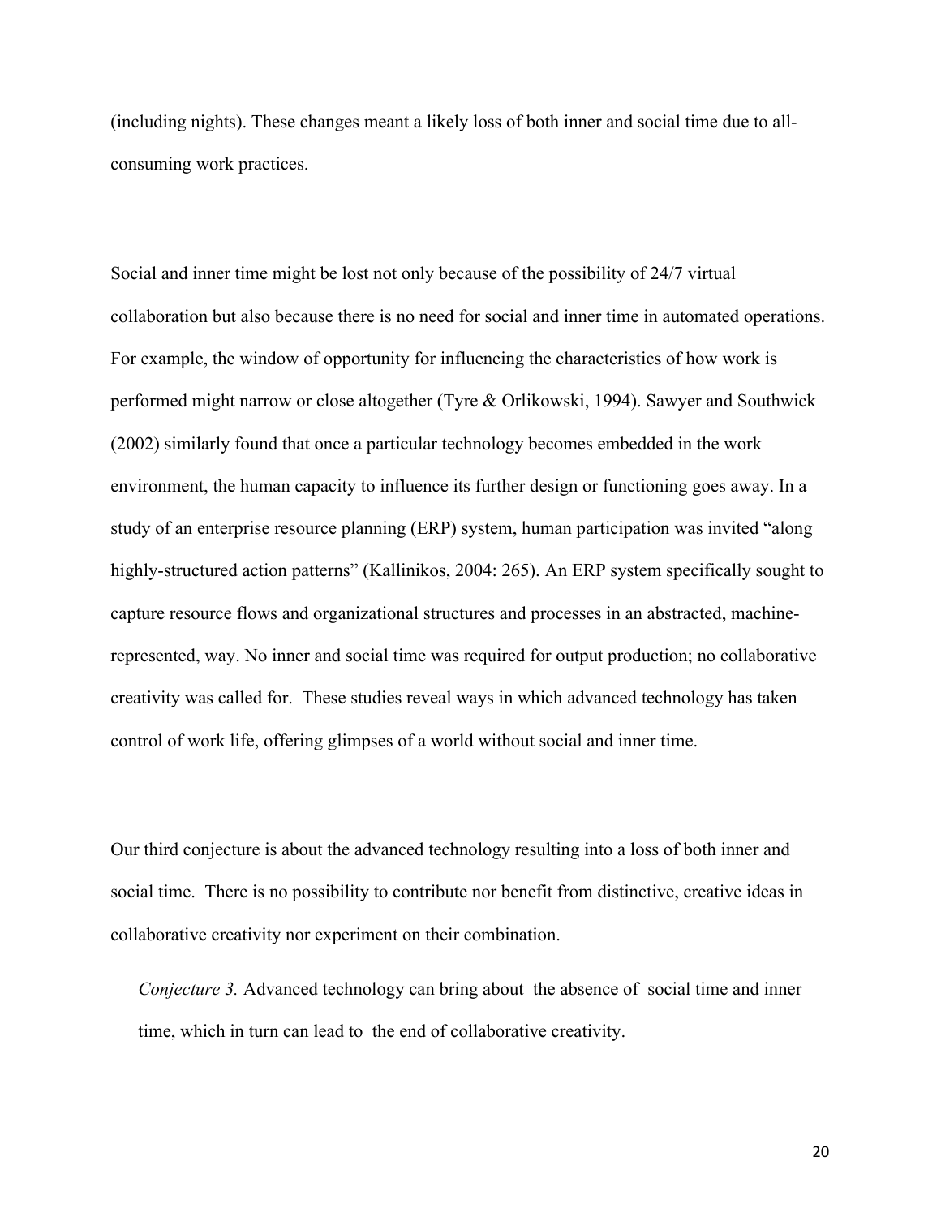(including nights). These changes meant a likely loss of both inner and social time due to all-consuming work practices.

Social and inner time might be lost not only because of the possibility of 24/7 virtual collaboration but also because there is no need for social and inner time in automated operations. For example, the window of opportunity for influencing the characteristics of how work is performed might narrow or close altogether (Tyre & Orlikowski, 1994). Sawyer and Southwick (2002) similarly found that once a particular technology becomes embedded in the work environment, the human capacity to influence its further design or functioning goes away. In a study of an enterprise resource planning (ERP) system, human participation was invited "along highly-structured action patterns" (Kallinikos, 2004: 265). An ERP system specifically sought to capture resource flows and organizational structures and processes in an abstracted, machine-represented, way. No inner and social time was required for output production; no collaborative creativity was called for. These studies reveal ways in which advanced technology has taken control of work life, offering glimpses of a world without social and inner time.

Our third conjecture is about the advanced technology resulting into a loss of both inner and social time. There is no possibility to contribute nor benefit from distinctive, creative ideas in collaborative creativity nor experiment on their combination.

> *Conjecture 3.* Advanced technology can bring about the absence of social time and inner time, which in turn can lead to the end of collaborative creativity.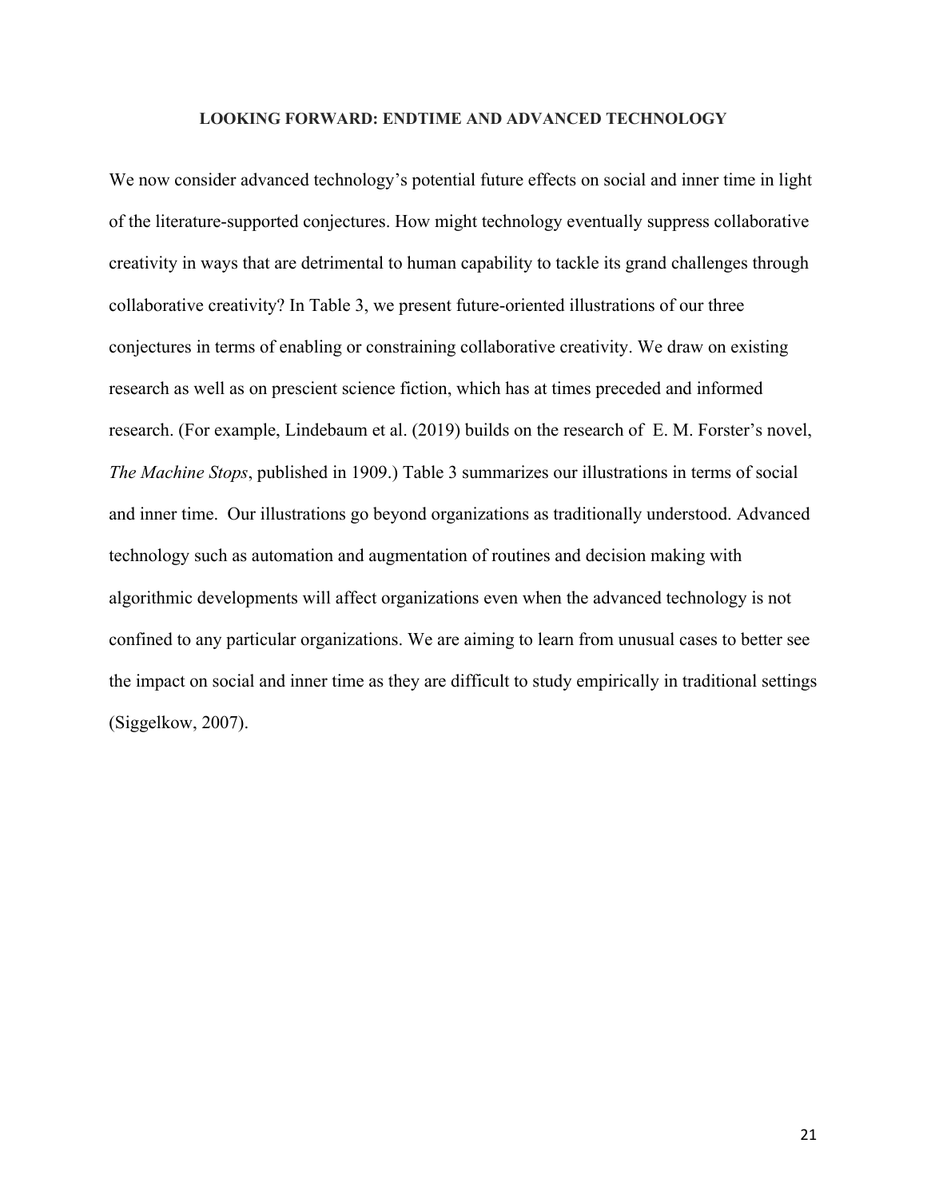## LOOKING FORWARD: ENDTIME AND ADVANCED TECHNOLOGY

We now consider advanced technology's potential future effects on social and inner time in light of the literature-supported conjectures. How might technology eventually suppress collaborative creativity in ways that are detrimental to human capability to tackle its grand challenges through collaborative creativity? In Table 3, we present future-oriented illustrations of our three conjectures in terms of enabling or constraining collaborative creativity. We draw on existing research as well as on prescient science fiction, which has at times preceded and informed research. (For example, Lindebaum et al. (2019) builds on the research of E. M. Forster's novel, *The Machine Stops*, published in 1909.) Table 3 summarizes our illustrations in terms of social and inner time. Our illustrations go beyond organizations as traditionally understood. Advanced technology such as automation and augmentation of routines and decision making with algorithmic developments will affect organizations even when the advanced technology is not confined to any particular organizations. We are aiming to learn from unusual cases to better see the impact on social and inner time as they are difficult to study empirically in traditional settings (Siggelkow, 2007).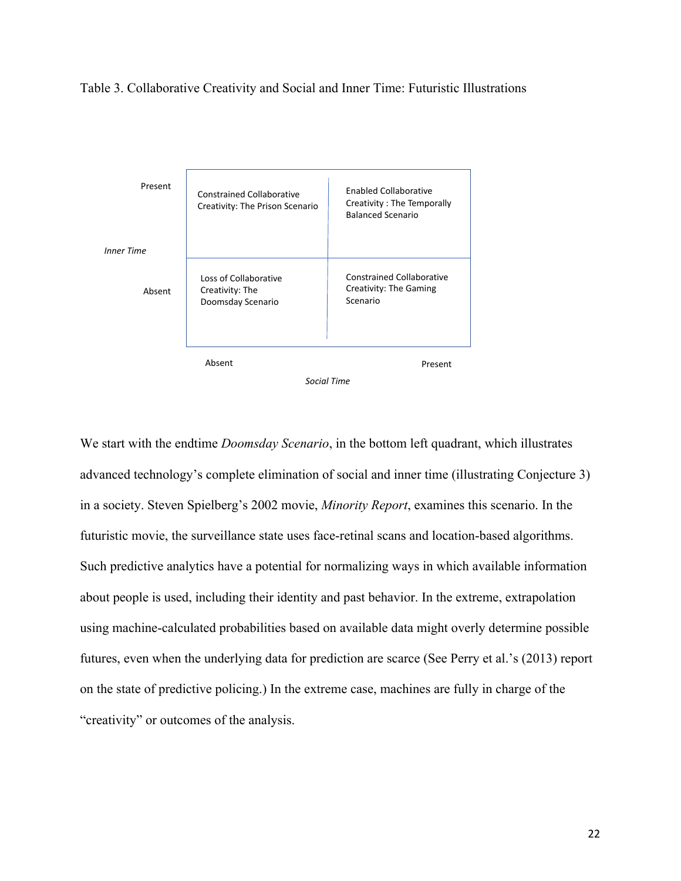Table 3. Collaborative Creativity and Social and Inner Time: Futuristic Illustrations

| *Inner Time* | Social Time: Absent | Social Time: Present |
|---|---|---|
| Present | Constrained Collaborative Creativity: The Prison Scenario | Enabled Collaborative Creativity : The Temporally Balanced Scenario |
| Absent | Loss of Collaborative Creativity: The Doomsday Scenario | Constrained Collaborative Creativity: The Gaming Scenario |

We start with the endtime *Doomsday Scenario*, in the bottom left quadrant, which illustrates advanced technology's complete elimination of social and inner time (illustrating Conjecture 3) in a society. Steven Spielberg's 2002 movie, *Minority Report*, examines this scenario. In the futuristic movie, the surveillance state uses face-retinal scans and location-based algorithms. Such predictive analytics have a potential for normalizing ways in which available information about people is used, including their identity and past behavior. In the extreme, extrapolation using machine-calculated probabilities based on available data might overly determine possible futures, even when the underlying data for prediction are scarce (See Perry et al.'s (2013) report on the state of predictive policing.) In the extreme case, machines are fully in charge of the "creativity" or outcomes of the analysis.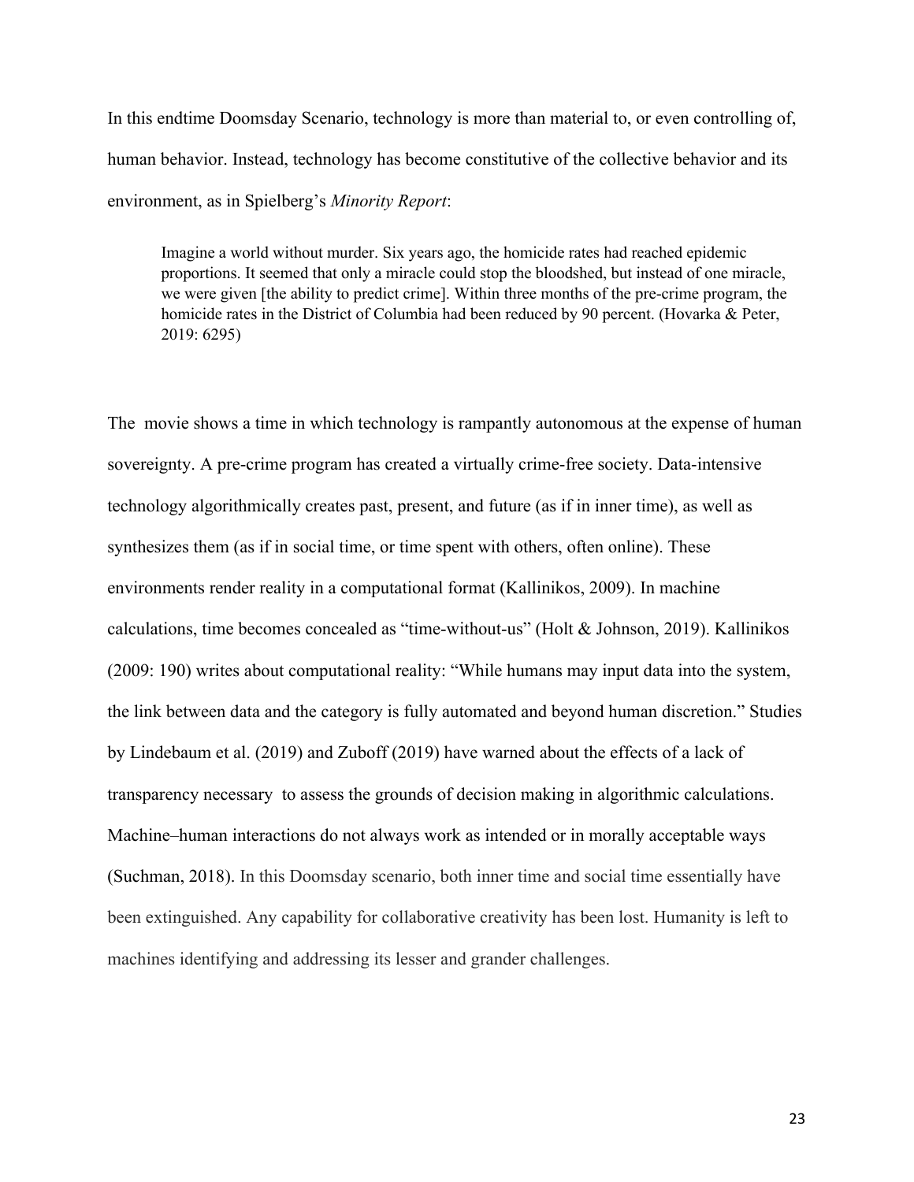In this endtime Doomsday Scenario, technology is more than material to, or even controlling of, human behavior. Instead, technology has become constitutive of the collective behavior and its environment, as in Spielberg's *Minority Report*:

> Imagine a world without murder. Six years ago, the homicide rates had reached epidemic proportions. It seemed that only a miracle could stop the bloodshed, but instead of one miracle, we were given [the ability to predict crime]. Within three months of the pre-crime program, the homicide rates in the District of Columbia had been reduced by 90 percent. (Hovarka & Peter, 2019: 6295)

The movie shows a time in which technology is rampantly autonomous at the expense of human sovereignty. A pre-crime program has created a virtually crime-free society. Data-intensive technology algorithmically creates past, present, and future (as if in inner time), as well as synthesizes them (as if in social time, or time spent with others, often online). These environments render reality in a computational format (Kallinikos, 2009). In machine calculations, time becomes concealed as "time-without-us" (Holt & Johnson, 2019). Kallinikos (2009: 190) writes about computational reality: "While humans may input data into the system, the link between data and the category is fully automated and beyond human discretion." Studies by Lindebaum et al. (2019) and Zuboff (2019) have warned about the effects of a lack of transparency necessary to assess the grounds of decision making in algorithmic calculations. Machine–human interactions do not always work as intended or in morally acceptable ways (Suchman, 2018). In this Doomsday scenario, both inner time and social time essentially have been extinguished. Any capability for collaborative creativity has been lost. Humanity is left to machines identifying and addressing its lesser and grander challenges.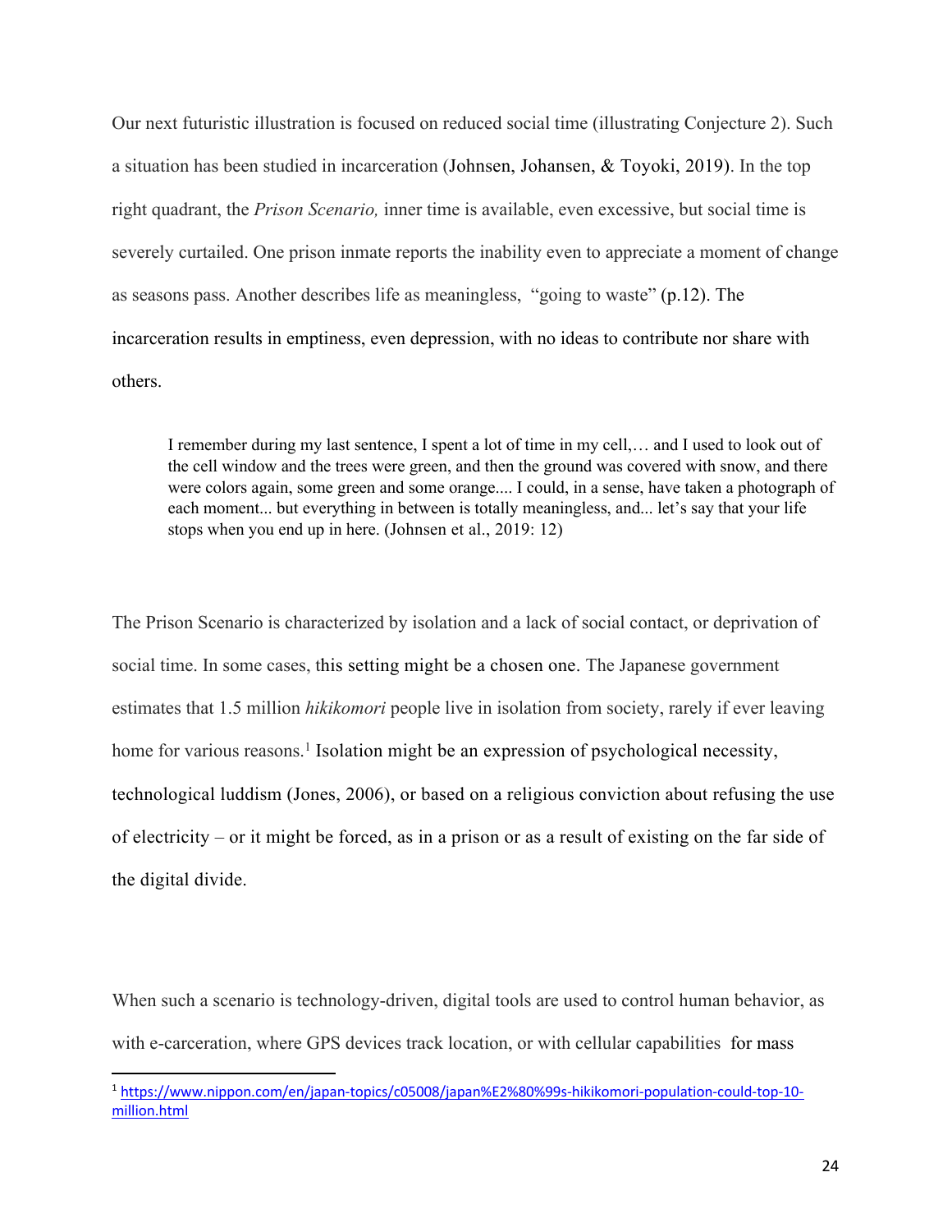Our next futuristic illustration is focused on reduced social time (illustrating Conjecture 2). Such a situation has been studied in incarceration (Johnsen, Johansen, & Toyoki, 2019). In the top right quadrant, the *Prison Scenario,* inner time is available, even excessive, but social time is severely curtailed. One prison inmate reports the inability even to appreciate a moment of change as seasons pass. Another describes life as meaningless, "going to waste" (p.12). The incarceration results in emptiness, even depression, with no ideas to contribute nor share with others.

> I remember during my last sentence, I spent a lot of time in my cell,… and I used to look out of the cell window and the trees were green, and then the ground was covered with snow, and there were colors again, some green and some orange.... I could, in a sense, have taken a photograph of each moment... but everything in between is totally meaningless, and... let's say that your life stops when you end up in here. (Johnsen et al., 2019: 12)

The Prison Scenario is characterized by isolation and a lack of social contact, or deprivation of social time. In some cases, this setting might be a chosen one. The Japanese government estimates that 1.5 million *hikikomori* people live in isolation from society, rarely if ever leaving home for various reasons.[1] Isolation might be an expression of psychological necessity, technological luddism (Jones, 2006), or based on a religious conviction about refusing the use of electricity – or it might be forced, as in a prison or as a result of existing on the far side of the digital divide.

When such a scenario is technology-driven, digital tools are used to control human behavior, as with e-carceration, where GPS devices track location, or with cellular capabilities for mass

[1] https://www.nippon.com/en/japan-topics/c05008/japan%E2%80%99s-hikikomori-population-could-top-10-million.html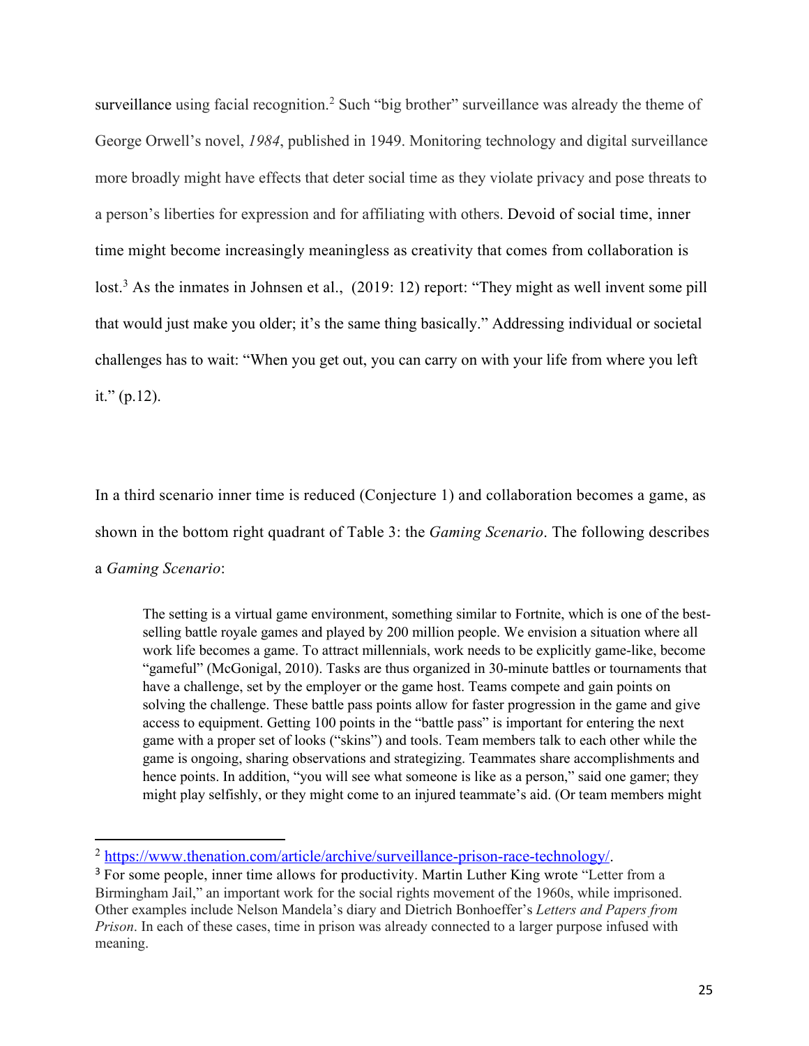surveillance using facial recognition.[2] Such "big brother" surveillance was already the theme of George Orwell's novel, *1984*, published in 1949. Monitoring technology and digital surveillance more broadly might have effects that deter social time as they violate privacy and pose threats to a person's liberties for expression and for affiliating with others. Devoid of social time, inner time might become increasingly meaningless as creativity that comes from collaboration is lost.[3] As the inmates in Johnsen et al., (2019: 12) report: "They might as well invent some pill that would just make you older; it's the same thing basically." Addressing individual or societal challenges has to wait: "When you get out, you can carry on with your life from where you left it." (p.12).

In a third scenario inner time is reduced (Conjecture 1) and collaboration becomes a game, as shown in the bottom right quadrant of Table 3: the *Gaming Scenario*. The following describes a *Gaming Scenario*:

> The setting is a virtual game environment, something similar to Fortnite, which is one of the best-selling battle royale games and played by 200 million people. We envision a situation where all work life becomes a game. To attract millennials, work needs to be explicitly game-like, become "gameful" (McGonigal, 2010). Tasks are thus organized in 30-minute battles or tournaments that have a challenge, set by the employer or the game host. Teams compete and gain points on solving the challenge. These battle pass points allow for faster progression in the game and give access to equipment. Getting 100 points in the "battle pass" is important for entering the next game with a proper set of looks ("skins") and tools. Team members talk to each other while the game is ongoing, sharing observations and strategizing. Teammates share accomplishments and hence points. In addition, "you will see what someone is like as a person," said one gamer; they might play selfishly, or they might come to an injured teammate's aid. (Or team members might

---

[2] https://www.thenation.com/article/archive/surveillance-prison-race-technology/.

[3] For some people, inner time allows for productivity. Martin Luther King wrote "Letter from a Birmingham Jail," an important work for the social rights movement of the 1960s, while imprisoned. Other examples include Nelson Mandela's diary and Dietrich Bonhoeffer's *Letters and Papers from Prison*. In each of these cases, time in prison was already connected to a larger purpose infused with meaning.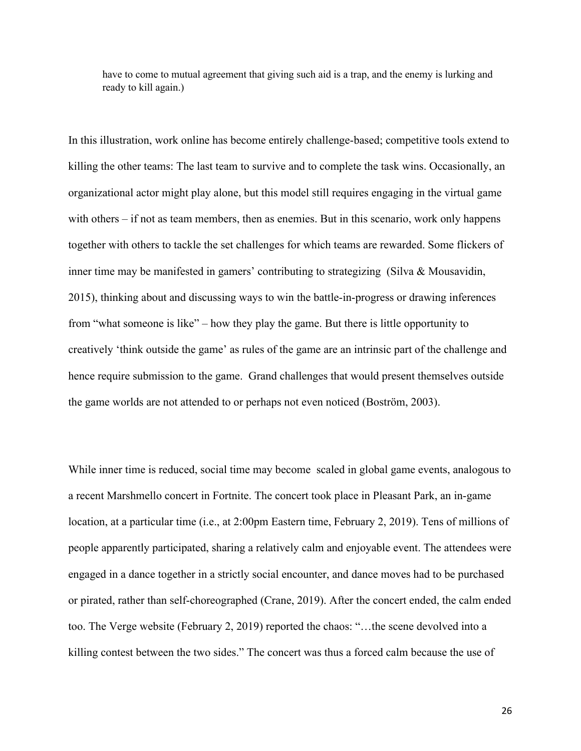> have to come to mutual agreement that giving such aid is a trap, and the enemy is lurking and ready to kill again.)

In this illustration, work online has become entirely challenge-based; competitive tools extend to killing the other teams: The last team to survive and to complete the task wins. Occasionally, an organizational actor might play alone, but this model still requires engaging in the virtual game with others – if not as team members, then as enemies. But in this scenario, work only happens together with others to tackle the set challenges for which teams are rewarded. Some flickers of inner time may be manifested in gamers' contributing to strategizing (Silva & Mousavidin, 2015), thinking about and discussing ways to win the battle-in-progress or drawing inferences from "what someone is like" – how they play the game. But there is little opportunity to creatively 'think outside the game' as rules of the game are an intrinsic part of the challenge and hence require submission to the game. Grand challenges that would present themselves outside the game worlds are not attended to or perhaps not even noticed (Boström, 2003).

While inner time is reduced, social time may become scaled in global game events, analogous to a recent Marshmello concert in Fortnite. The concert took place in Pleasant Park, an in-game location, at a particular time (i.e., at 2:00pm Eastern time, February 2, 2019). Tens of millions of people apparently participated, sharing a relatively calm and enjoyable event. The attendees were engaged in a dance together in a strictly social encounter, and dance moves had to be purchased or pirated, rather than self-choreographed (Crane, 2019). After the concert ended, the calm ended too. The Verge website (February 2, 2019) reported the chaos: "…the scene devolved into a killing contest between the two sides." The concert was thus a forced calm because the use of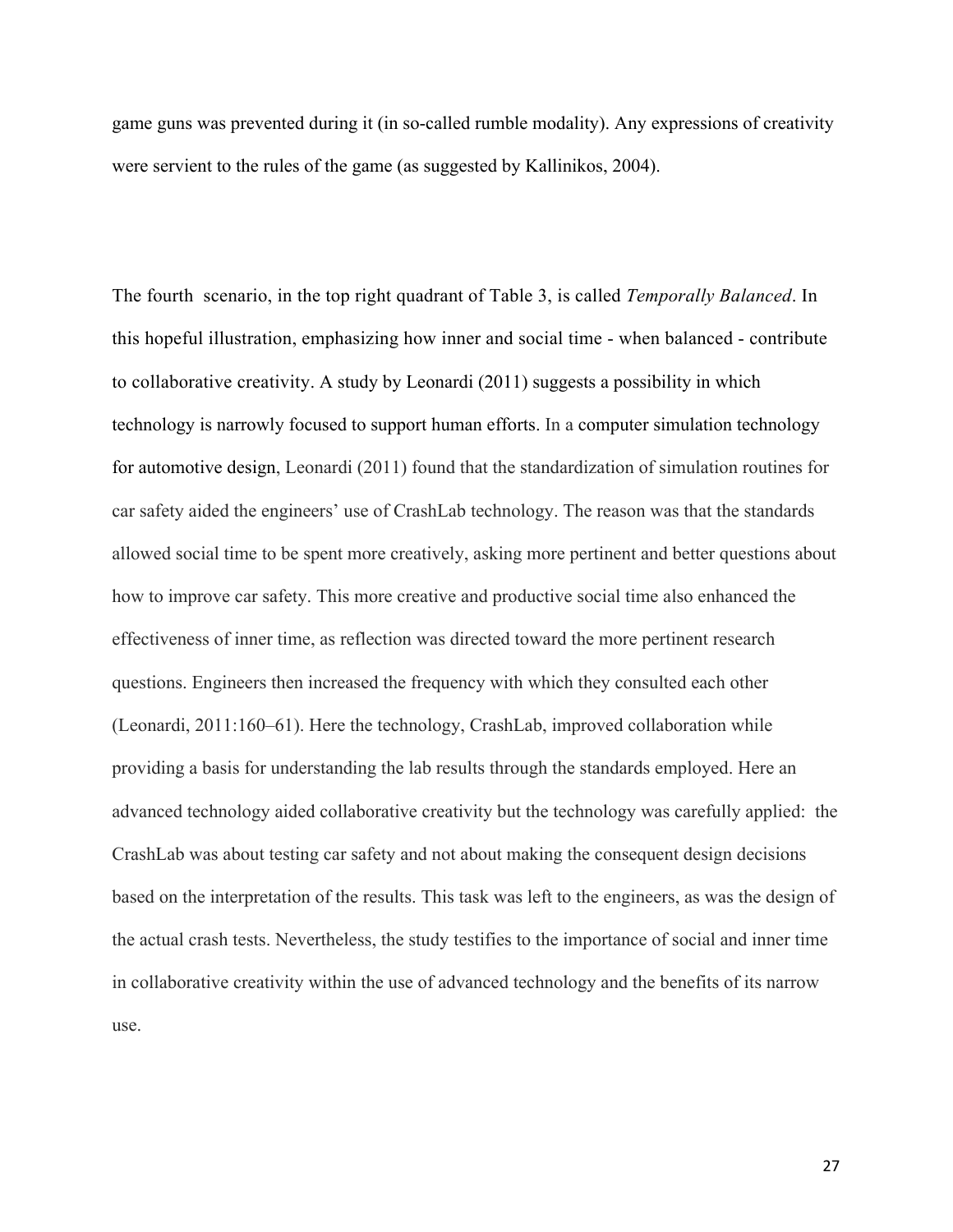game guns was prevented during it (in so-called rumble modality). Any expressions of creativity were servient to the rules of the game (as suggested by Kallinikos, 2004).

The fourth  scenario, in the top right quadrant of Table 3, is called *Temporally Balanced*. In this hopeful illustration, emphasizing how inner and social time - when balanced - contribute to collaborative creativity. A study by Leonardi (2011) suggests a possibility in which technology is narrowly focused to support human efforts. In a computer simulation technology for automotive design, Leonardi (2011) found that the standardization of simulation routines for car safety aided the engineers' use of CrashLab technology. The reason was that the standards allowed social time to be spent more creatively, asking more pertinent and better questions about how to improve car safety. This more creative and productive social time also enhanced the effectiveness of inner time, as reflection was directed toward the more pertinent research questions. Engineers then increased the frequency with which they consulted each other (Leonardi, 2011:160–61). Here the technology, CrashLab, improved collaboration while providing a basis for understanding the lab results through the standards employed. Here an advanced technology aided collaborative creativity but the technology was carefully applied:  the CrashLab was about testing car safety and not about making the consequent design decisions based on the interpretation of the results. This task was left to the engineers, as was the design of the actual crash tests. Nevertheless, the study testifies to the importance of social and inner time in collaborative creativity within the use of advanced technology and the benefits of its narrow use.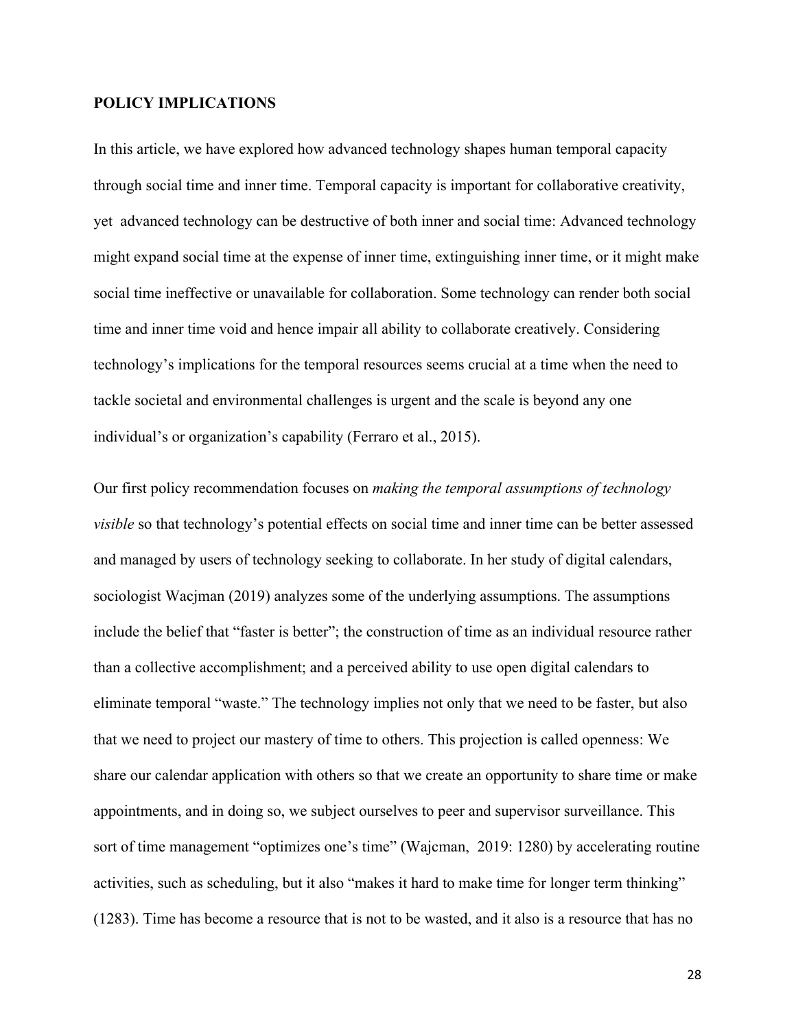## POLICY IMPLICATIONS

In this article, we have explored how advanced technology shapes human temporal capacity through social time and inner time. Temporal capacity is important for collaborative creativity, yet advanced technology can be destructive of both inner and social time: Advanced technology might expand social time at the expense of inner time, extinguishing inner time, or it might make social time ineffective or unavailable for collaboration. Some technology can render both social time and inner time void and hence impair all ability to collaborate creatively. Considering technology's implications for the temporal resources seems crucial at a time when the need to tackle societal and environmental challenges is urgent and the scale is beyond any one individual's or organization's capability (Ferraro et al., 2015).

Our first policy recommendation focuses on *making the temporal assumptions of technology visible* so that technology's potential effects on social time and inner time can be better assessed and managed by users of technology seeking to collaborate. In her study of digital calendars, sociologist Wacjman (2019) analyzes some of the underlying assumptions. The assumptions include the belief that "faster is better"; the construction of time as an individual resource rather than a collective accomplishment; and a perceived ability to use open digital calendars to eliminate temporal "waste." The technology implies not only that we need to be faster, but also that we need to project our mastery of time to others. This projection is called openness: We share our calendar application with others so that we create an opportunity to share time or make appointments, and in doing so, we subject ourselves to peer and supervisor surveillance. This sort of time management "optimizes one's time" (Wajcman, 2019: 1280) by accelerating routine activities, such as scheduling, but it also "makes it hard to make time for longer term thinking" (1283). Time has become a resource that is not to be wasted, and it also is a resource that has no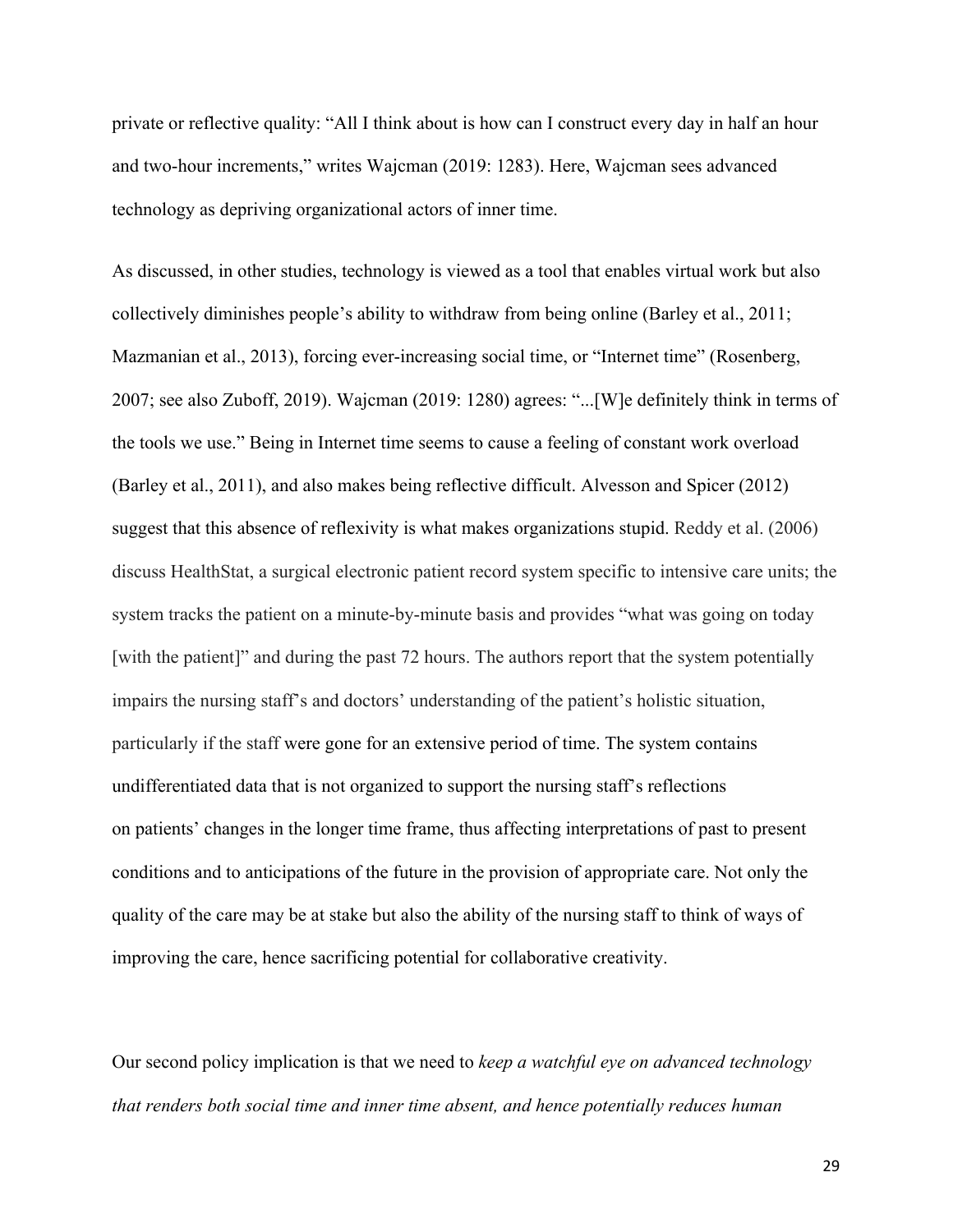private or reflective quality: "All I think about is how can I construct every day in half an hour and two-hour increments," writes Wajcman (2019: 1283). Here, Wajcman sees advanced technology as depriving organizational actors of inner time.

As discussed, in other studies, technology is viewed as a tool that enables virtual work but also collectively diminishes people's ability to withdraw from being online (Barley et al., 2011; Mazmanian et al., 2013), forcing ever-increasing social time, or "Internet time" (Rosenberg, 2007; see also Zuboff, 2019). Wajcman (2019: 1280) agrees: "...[W]e definitely think in terms of the tools we use." Being in Internet time seems to cause a feeling of constant work overload (Barley et al., 2011), and also makes being reflective difficult. Alvesson and Spicer (2012) suggest that this absence of reflexivity is what makes organizations stupid. Reddy et al. (2006) discuss HealthStat, a surgical electronic patient record system specific to intensive care units; the system tracks the patient on a minute-by-minute basis and provides "what was going on today [with the patient]" and during the past 72 hours. The authors report that the system potentially impairs the nursing staff's and doctors' understanding of the patient's holistic situation, particularly if the staff were gone for an extensive period of time. The system contains undifferentiated data that is not organized to support the nursing staff's reflections on patients' changes in the longer time frame, thus affecting interpretations of past to present conditions and to anticipations of the future in the provision of appropriate care. Not only the quality of the care may be at stake but also the ability of the nursing staff to think of ways of improving the care, hence sacrificing potential for collaborative creativity.

Our second policy implication is that we need to *keep a watchful eye on advanced technology that renders both social time and inner time absent, and hence potentially reduces human*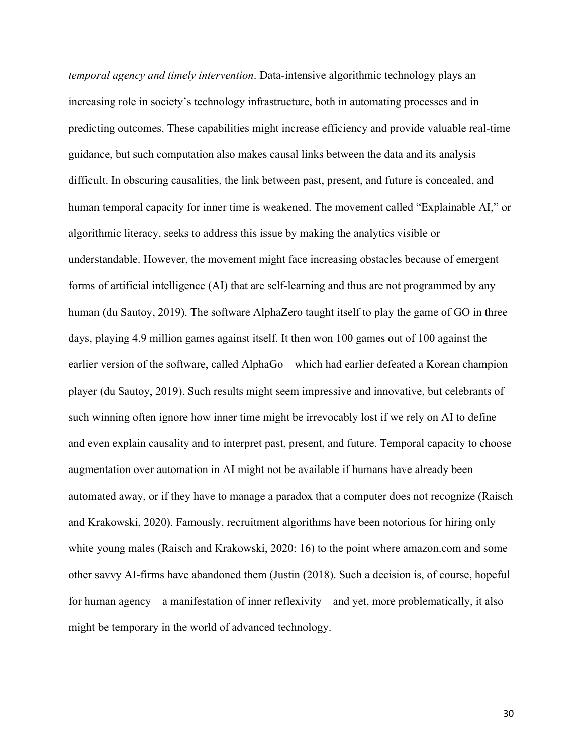*temporal agency and timely intervention*. Data-intensive algorithmic technology plays an increasing role in society's technology infrastructure, both in automating processes and in predicting outcomes. These capabilities might increase efficiency and provide valuable real-time guidance, but such computation also makes causal links between the data and its analysis difficult. In obscuring causalities, the link between past, present, and future is concealed, and human temporal capacity for inner time is weakened. The movement called "Explainable AI," or algorithmic literacy, seeks to address this issue by making the analytics visible or understandable. However, the movement might face increasing obstacles because of emergent forms of artificial intelligence (AI) that are self-learning and thus are not programmed by any human (du Sautoy, 2019). The software AlphaZero taught itself to play the game of GO in three days, playing 4.9 million games against itself. It then won 100 games out of 100 against the earlier version of the software, called AlphaGo – which had earlier defeated a Korean champion player (du Sautoy, 2019). Such results might seem impressive and innovative, but celebrants of such winning often ignore how inner time might be irrevocably lost if we rely on AI to define and even explain causality and to interpret past, present, and future. Temporal capacity to choose augmentation over automation in AI might not be available if humans have already been automated away, or if they have to manage a paradox that a computer does not recognize (Raisch and Krakowski, 2020). Famously, recruitment algorithms have been notorious for hiring only white young males (Raisch and Krakowski, 2020: 16) to the point where amazon.com and some other savvy AI-firms have abandoned them (Justin (2018). Such a decision is, of course, hopeful for human agency – a manifestation of inner reflexivity – and yet, more problematically, it also might be temporary in the world of advanced technology.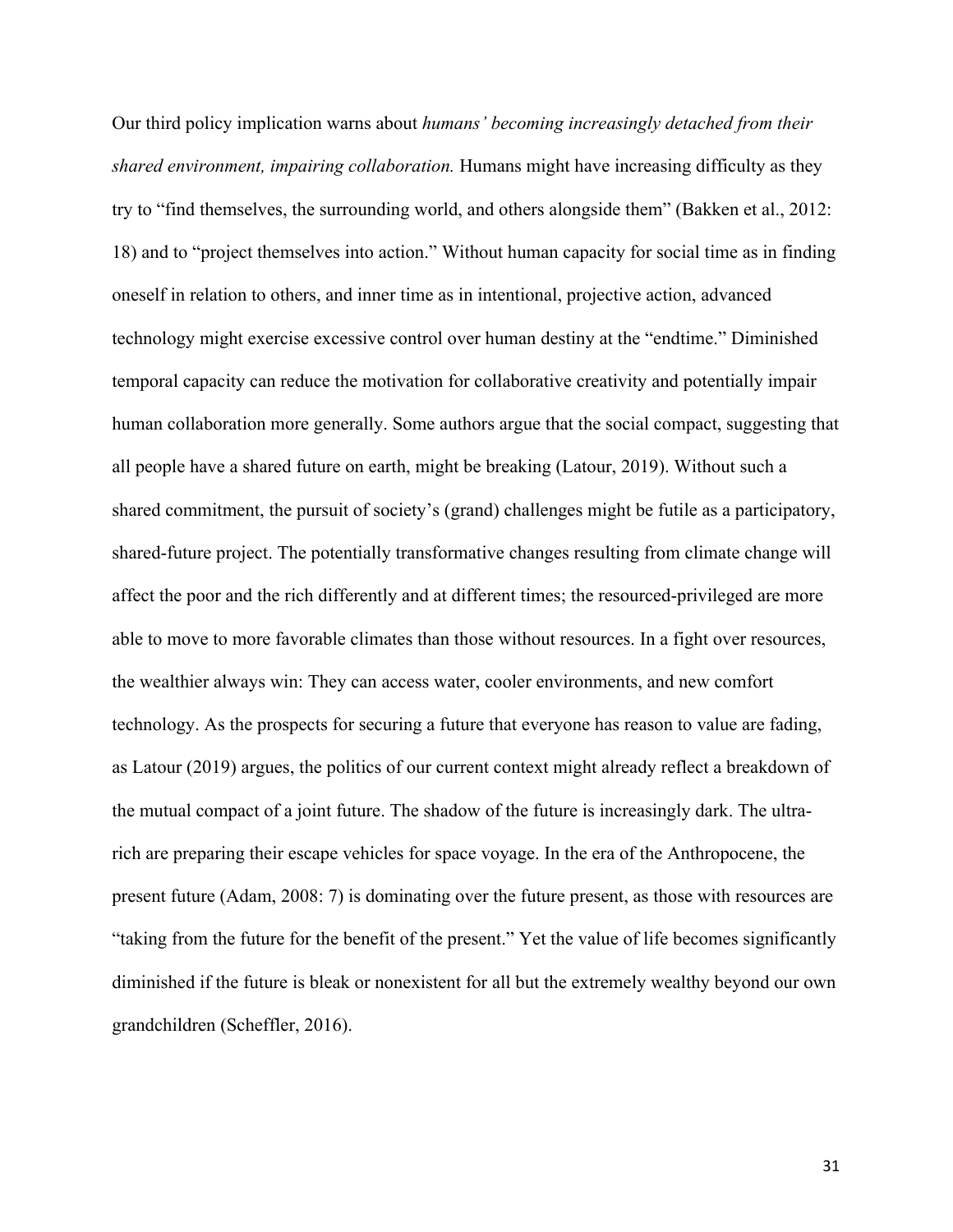Our third policy implication warns about *humans' becoming increasingly detached from their shared environment, impairing collaboration.* Humans might have increasing difficulty as they try to "find themselves, the surrounding world, and others alongside them" (Bakken et al., 2012: 18) and to "project themselves into action." Without human capacity for social time as in finding oneself in relation to others, and inner time as in intentional, projective action, advanced technology might exercise excessive control over human destiny at the "endtime." Diminished temporal capacity can reduce the motivation for collaborative creativity and potentially impair human collaboration more generally. Some authors argue that the social compact, suggesting that all people have a shared future on earth, might be breaking (Latour, 2019). Without such a shared commitment, the pursuit of society's (grand) challenges might be futile as a participatory, shared-future project. The potentially transformative changes resulting from climate change will affect the poor and the rich differently and at different times; the resourced-privileged are more able to move to more favorable climates than those without resources. In a fight over resources, the wealthier always win: They can access water, cooler environments, and new comfort technology. As the prospects for securing a future that everyone has reason to value are fading, as Latour (2019) argues, the politics of our current context might already reflect a breakdown of the mutual compact of a joint future. The shadow of the future is increasingly dark. The ultra-rich are preparing their escape vehicles for space voyage. In the era of the Anthropocene, the present future (Adam, 2008: 7) is dominating over the future present, as those with resources are "taking from the future for the benefit of the present." Yet the value of life becomes significantly diminished if the future is bleak or nonexistent for all but the extremely wealthy beyond our own grandchildren (Scheffler, 2016).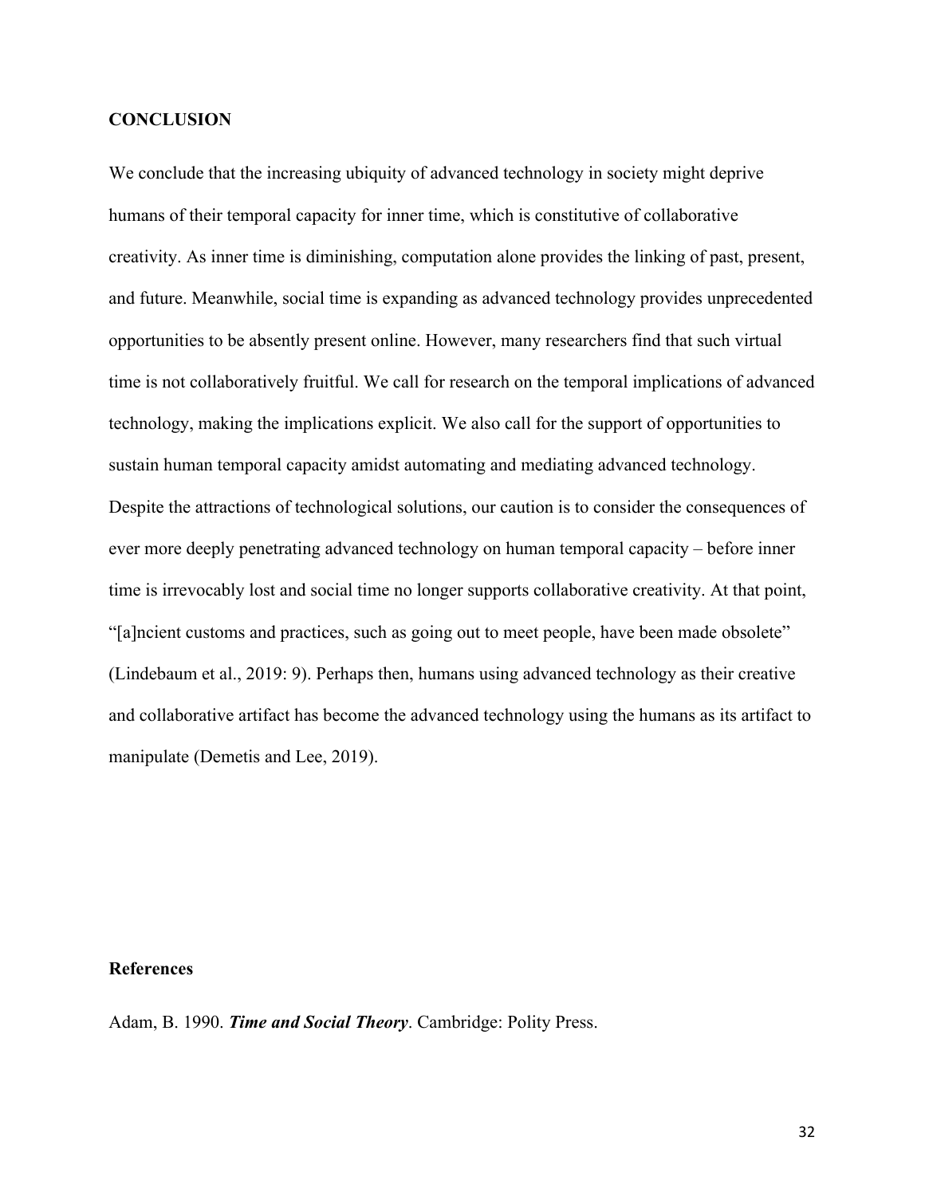## CONCLUSION

We conclude that the increasing ubiquity of advanced technology in society might deprive humans of their temporal capacity for inner time, which is constitutive of collaborative creativity. As inner time is diminishing, computation alone provides the linking of past, present, and future. Meanwhile, social time is expanding as advanced technology provides unprecedented opportunities to be absently present online. However, many researchers find that such virtual time is not collaboratively fruitful. We call for research on the temporal implications of advanced technology, making the implications explicit. We also call for the support of opportunities to sustain human temporal capacity amidst automating and mediating advanced technology. Despite the attractions of technological solutions, our caution is to consider the consequences of ever more deeply penetrating advanced technology on human temporal capacity – before inner time is irrevocably lost and social time no longer supports collaborative creativity. At that point, "[a]ncient customs and practices, such as going out to meet people, have been made obsolete" (Lindebaum et al., 2019: 9). Perhaps then, humans using advanced technology as their creative and collaborative artifact has become the advanced technology using the humans as its artifact to manipulate (Demetis and Lee, 2019).

## References

Adam, B. 1990. ***Time and Social Theory***. Cambridge: Polity Press.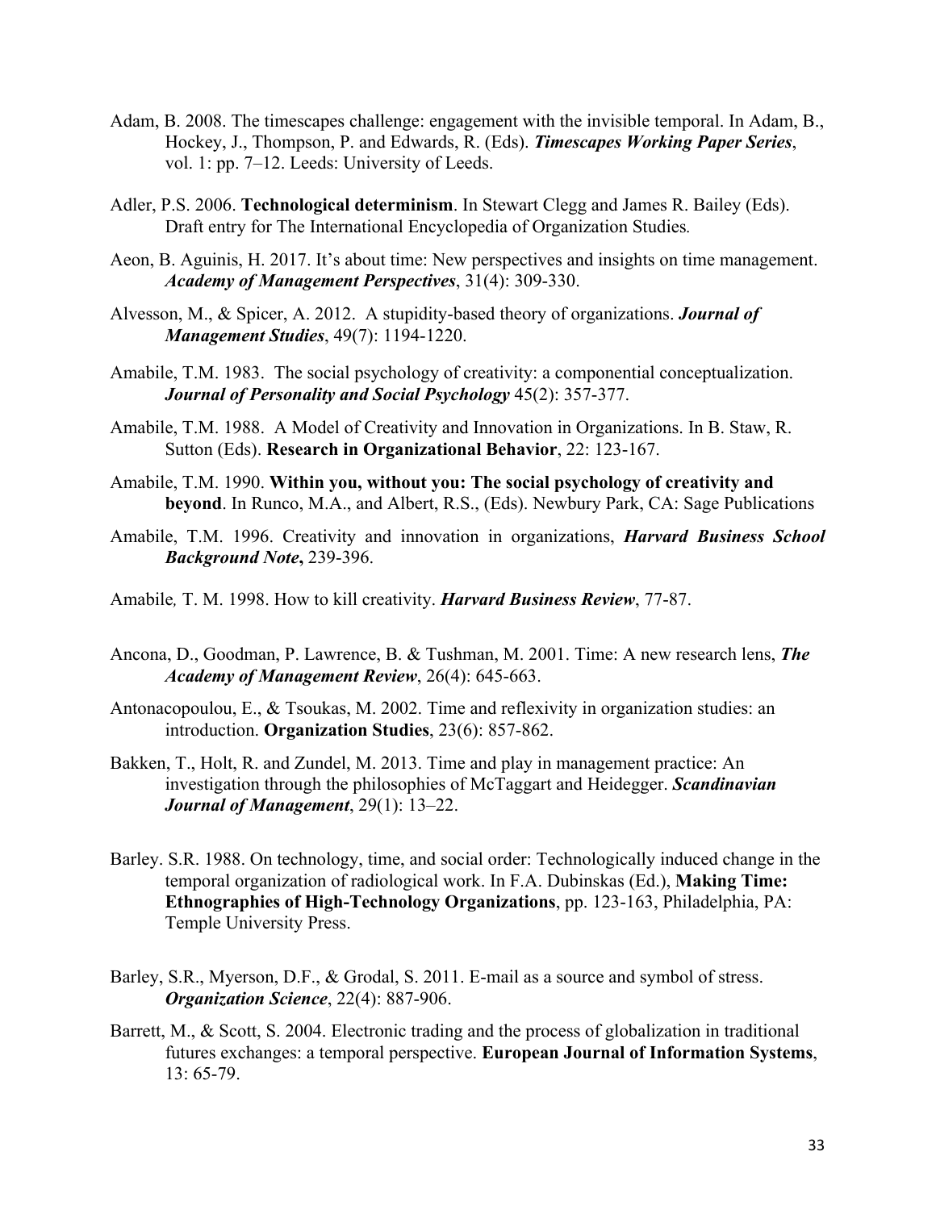Adam, B. 2008. The timescapes challenge: engagement with the invisible temporal. In Adam, B., Hockey, J., Thompson, P. and Edwards, R. (Eds). ***Timescapes Working Paper Series***, vol. 1: pp. 7–12. Leeds: University of Leeds.

Adler, P.S. 2006. **Technological determinism**. In Stewart Clegg and James R. Bailey (Eds). Draft entry for The International Encyclopedia of Organization Studies.

Aeon, B. Aguinis, H. 2017. It's about time: New perspectives and insights on time management. ***Academy of Management Perspectives***, 31(4): 309-330.

Alvesson, M., & Spicer, A. 2012. A stupidity-based theory of organizations. ***Journal of Management Studies***, 49(7): 1194-1220.

Amabile, T.M. 1983. The social psychology of creativity: a componential conceptualization. ***Journal of Personality and Social Psychology*** 45(2): 357-377.

Amabile, T.M. 1988. A Model of Creativity and Innovation in Organizations. In B. Staw, R. Sutton (Eds). **Research in Organizational Behavior**, 22: 123-167.

Amabile, T.M. 1990. **Within you, without you: The social psychology of creativity and beyond**. In Runco, M.A., and Albert, R.S., (Eds). Newbury Park, CA: Sage Publications

Amabile, T.M. 1996. Creativity and innovation in organizations, ***Harvard Business School Background Note*****,** 239-396.

Amabile*,* T. M. 1998. How to kill creativity. ***Harvard Business Review***, 77-87.

Ancona, D., Goodman, P. Lawrence, B. & Tushman, M. 2001. Time: A new research lens, ***The Academy of Management Review***, 26(4): 645-663.

Antonacopoulou, E., & Tsoukas, M. 2002. Time and reflexivity in organization studies: an introduction. **Organization Studies**, 23(6): 857-862.

Bakken, T., Holt, R. and Zundel, M. 2013. Time and play in management practice: An investigation through the philosophies of McTaggart and Heidegger. ***Scandinavian Journal of Management***, 29(1): 13–22.

Barley. S.R. 1988. On technology, time, and social order: Technologically induced change in the temporal organization of radiological work. In F.A. Dubinskas (Ed.), **Making Time: Ethnographies of High-Technology Organizations**, pp. 123-163, Philadelphia, PA: Temple University Press.

Barley, S.R., Myerson, D.F., & Grodal, S. 2011. E-mail as a source and symbol of stress. ***Organization Science***, 22(4): 887-906.

Barrett, M., & Scott, S. 2004. Electronic trading and the process of globalization in traditional futures exchanges: a temporal perspective. **European Journal of Information Systems**, 13: 65-79.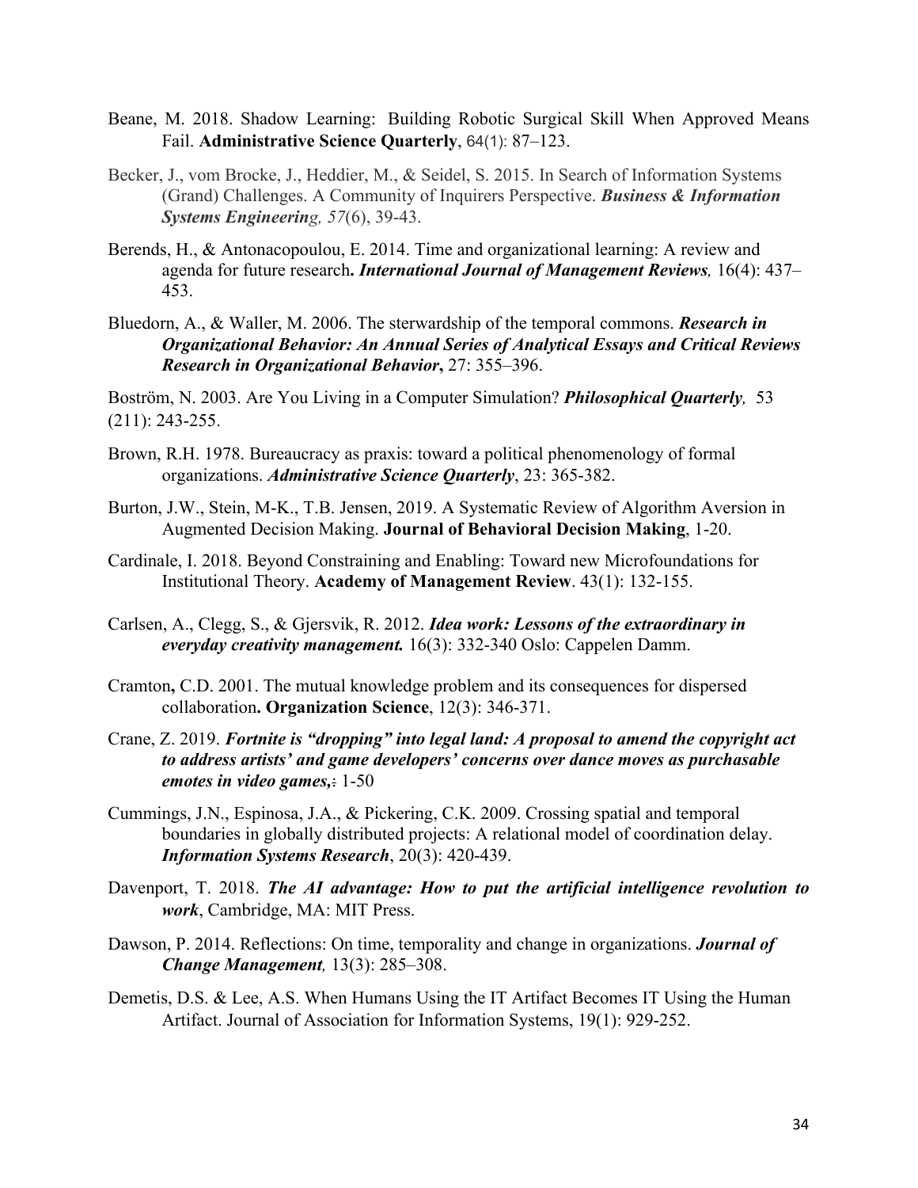Beane, M. 2018. Shadow Learning: Building Robotic Surgical Skill When Approved Means Fail. **Administrative Science Quarterly**, 64(1): 87–123.

Becker, J., vom Brocke, J., Heddier, M., & Seidel, S. 2015. In Search of Information Systems (Grand) Challenges. A Community of Inquirers Perspective. ***Business & Information Systems Engineering**, 57*(6), 39-43.

Berends, H., & Antonacopoulou, E. 2014. Time and organizational learning: A review and agenda for future research**.** ***International Journal of Management Reviews**,* 16(4): 437–453.

Bluedorn, A., & Waller, M. 2006. The sterwardship of the temporal commons. ***Research in Organizational Behavior: An Annual Series of Analytical Essays and Critical Reviews Research in Organizational Behavior*,** 27: 355–396.

Boström, N. 2003. Are You Living in a Computer Simulation? ***Philosophical Quarterly**,* 53 (211): 243-255.

Brown, R.H. 1978. Bureaucracy as praxis: toward a political phenomenology of formal organizations. ***Administrative Science Quarterly***, 23: 365-382.

Burton, J.W., Stein, M-K., T.B. Jensen, 2019. A Systematic Review of Algorithm Aversion in Augmented Decision Making. **Journal of Behavioral Decision Making**, 1-20.

Cardinale, I. 2018. Beyond Constraining and Enabling: Toward new Microfoundations for Institutional Theory. **Academy of Management Review**. 43(1): 132-155.

Carlsen, A., Clegg, S., & Gjersvik, R. 2012. ***Idea work: Lessons of the extraordinary in everyday creativity management.*** 16(3): 332-340 Oslo: Cappelen Damm.

Cramton**,** C.D. 2001. The mutual knowledge problem and its consequences for dispersed collaboration**. Organization Science**, 12(3): 346-371.

Crane, Z. 2019. ***Fortnite is "dropping" into legal land: A proposal to amend the copyright act to address artists' and game developers' concerns over dance moves as purchasable emotes in video games,***: 1-50

Cummings, J.N., Espinosa, J.A., & Pickering, C.K. 2009. Crossing spatial and temporal boundaries in globally distributed projects: A relational model of coordination delay. ***Information Systems Research***, 20(3): 420-439.

Davenport, T. 2018. ***The AI advantage: How to put the artificial intelligence revolution to work***, Cambridge, MA: MIT Press.

Dawson, P. 2014. Reflections: On time, temporality and change in organizations. ***Journal of Change Management**,* 13(3): 285–308.

Demetis, D.S. & Lee, A.S. When Humans Using the IT Artifact Becomes IT Using the Human Artifact. Journal of Association for Information Systems, 19(1): 929-252.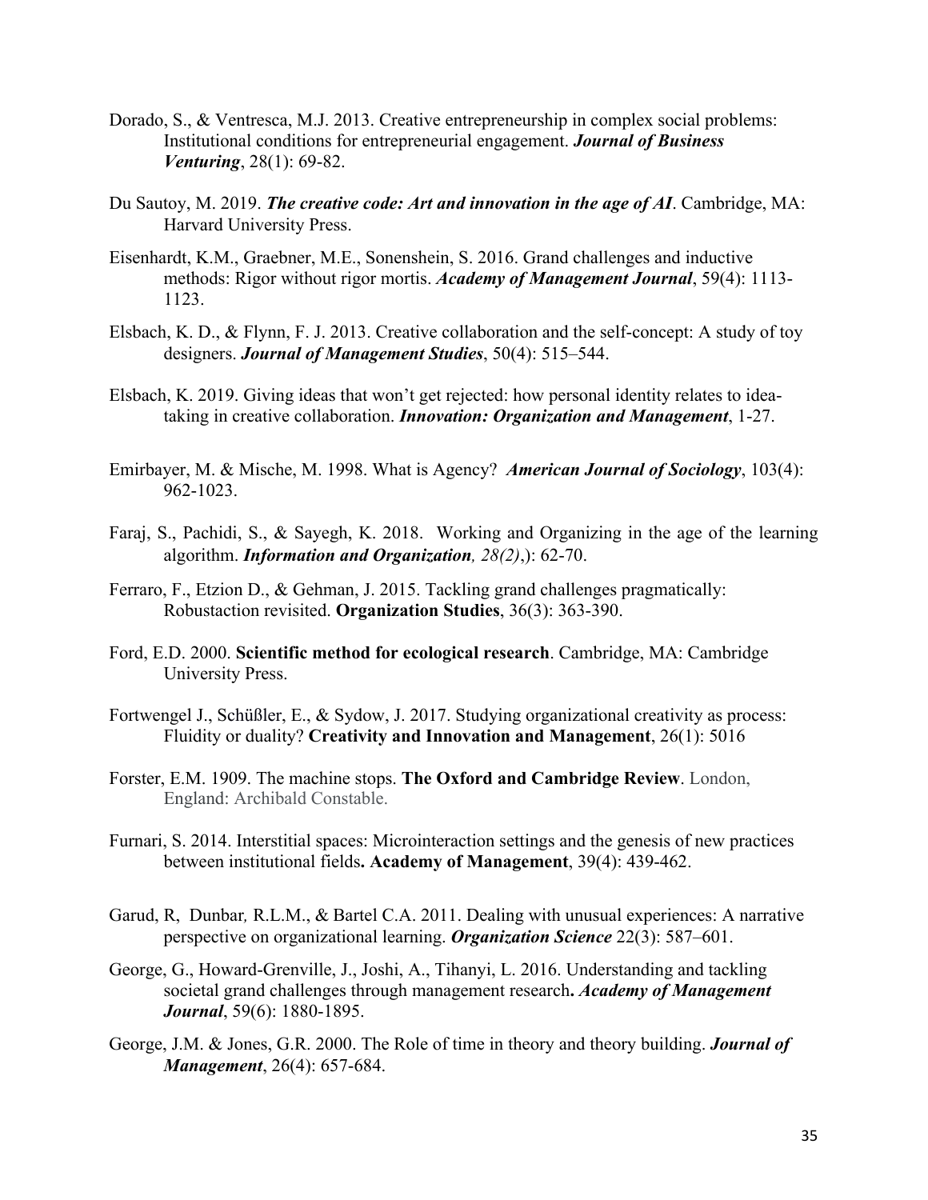Dorado, S., & Ventresca, M.J. 2013. Creative entrepreneurship in complex social problems: Institutional conditions for entrepreneurial engagement. ***Journal of Business Venturing***, 28(1): 69-82.

Du Sautoy, M. 2019. ***The creative code: Art and innovation in the age of AI***. Cambridge, MA: Harvard University Press.

Eisenhardt, K.M., Graebner, M.E., Sonenshein, S. 2016. Grand challenges and inductive methods: Rigor without rigor mortis. ***Academy of Management Journal***, 59(4): 1113-1123.

Elsbach, K. D., & Flynn, F. J. 2013. Creative collaboration and the self-concept: A study of toy designers. ***Journal of Management Studies***, 50(4): 515–544.

Elsbach, K. 2019. Giving ideas that won't get rejected: how personal identity relates to idea-taking in creative collaboration. ***Innovation: Organization and Management***, 1-27.

Emirbayer, M. & Mische, M. 1998. What is Agency? ***American Journal of Sociology***, 103(4): 962-1023.

Faraj, S., Pachidi, S., & Sayegh, K. 2018. Working and Organizing in the age of the learning algorithm. ***Information and Organization, 28(2)***,): 62-70.

Ferraro, F., Etzion D., & Gehman, J. 2015. Tackling grand challenges pragmatically: Robustaction revisited. **Organization Studies**, 36(3): 363-390.

Ford, E.D. 2000. **Scientific method for ecological research**. Cambridge, MA: Cambridge University Press.

Fortwengel J., Schüßler, E., & Sydow, J. 2017. Studying organizational creativity as process: Fluidity or duality? **Creativity and Innovation and Management**, 26(1): 5016

Forster, E.M. 1909. The machine stops. **The Oxford and Cambridge Review**. London, England: Archibald Constable.

Furnari, S. 2014. Interstitial spaces: Microinteraction settings and the genesis of new practices between institutional fields**.** **Academy of Management**, 39(4): 439-462.

Garud, R, Dunbar*,* R.L.M., & Bartel C.A. 2011. Dealing with unusual experiences: A narrative perspective on organizational learning. ***Organization Science*** 22(3): 587–601.

George, G., Howard-Grenville, J., Joshi, A., Tihanyi, L. 2016. Understanding and tackling societal grand challenges through management research**.** ***Academy of Management Journal***, 59(6): 1880-1895.

George, J.M. & Jones, G.R. 2000. The Role of time in theory and theory building. ***Journal of Management***, 26(4): 657-684.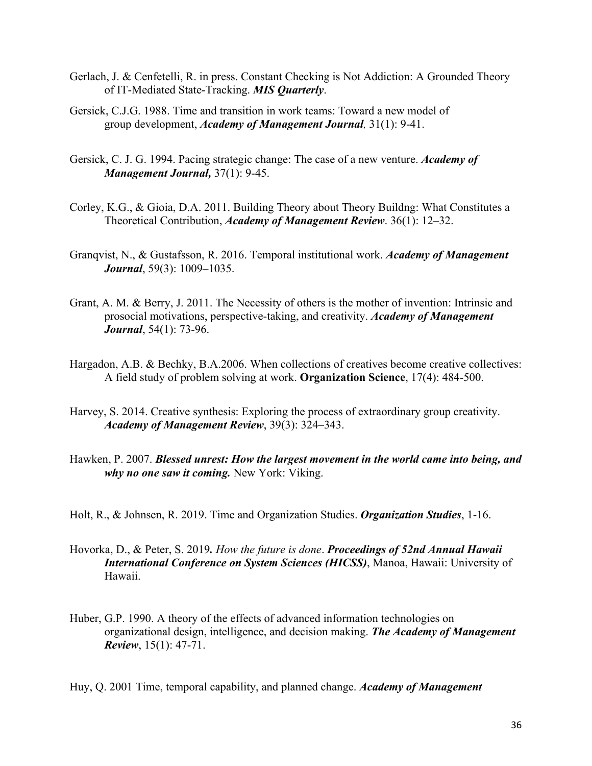Gerlach, J. & Cenfetelli, R. in press. Constant Checking is Not Addiction: A Grounded Theory of IT-Mediated State-Tracking. ***MIS Quarterly***.

Gersick, C.J.G. 1988. Time and transition in work teams: Toward a new model of group development, ***Academy of Management Journal****,* 31(1): 9-41.

Gersick, C. J. G. 1994. Pacing strategic change: The case of a new venture. ***Academy of Management Journal,*** 37(1): 9-45.

Corley, K.G., & Gioia, D.A. 2011. Building Theory about Theory Buildng: What Constitutes a Theoretical Contribution, ***Academy of Management Review***. 36(1): 12–32.

Granqvist, N., & Gustafsson, R. 2016. Temporal institutional work. ***Academy of Management Journal***, 59(3): 1009–1035.

Grant, A. M. & Berry, J. 2011. The Necessity of others is the mother of invention: Intrinsic and prosocial motivations, perspective-taking, and creativity. ***Academy of Management Journal***, 54(1): 73-96.

Hargadon, A.B. & Bechky, B.A.2006. When collections of creatives become creative collectives: A field study of problem solving at work. **Organization Science**, 17(4): 484-500.

Harvey, S. 2014. Creative synthesis: Exploring the process of extraordinary group creativity. ***Academy of Management Review***, 39(3): 324–343.

Hawken, P. 2007. ***Blessed unrest: How the largest movement in the world came into being, and why no one saw it coming.*** New York: Viking.

Holt, R., & Johnsen, R. 2019. Time and Organization Studies. ***Organization Studies***, 1-16.

Hovorka, D., & Peter, S. 2019*. How the future is done*. ***Proceedings of 52nd Annual Hawaii International Conference on System Sciences (HICSS)***, Manoa, Hawaii: University of Hawaii.

Huber, G.P. 1990. A theory of the effects of advanced information technologies on organizational design, intelligence, and decision making. ***The Academy of Management Review***, 15(1): 47-71.

Huy, Q. 2001 Time, temporal capability, and planned change. ***Academy of Management***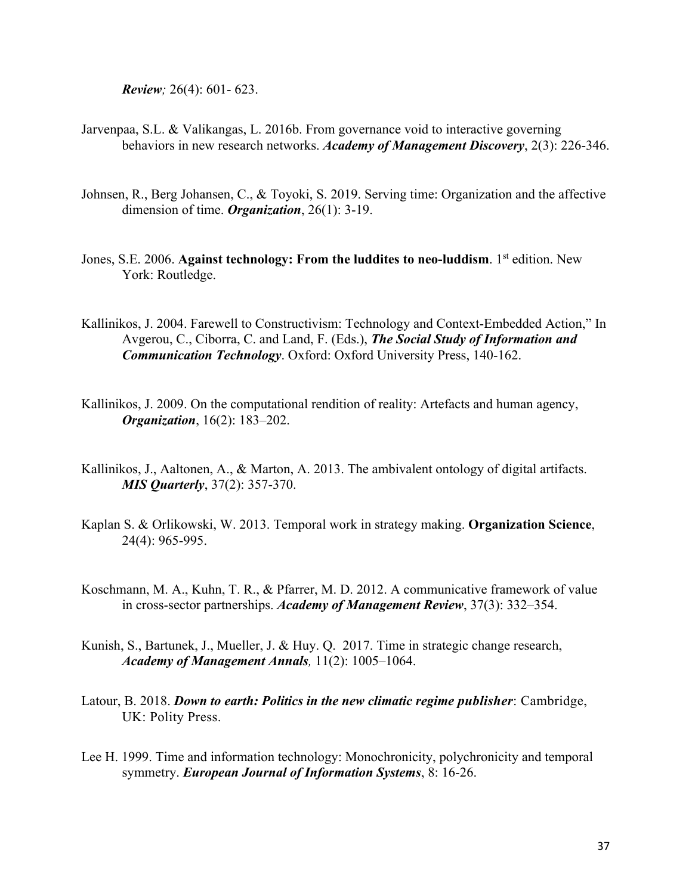***Review;*** 26(4): 601- 623.

Jarvenpaa, S.L. & Valikangas, L. 2016b. From governance void to interactive governing behaviors in new research networks. ***Academy of Management Discovery***, 2(3): 226-346.

Johnsen, R., Berg Johansen, C., & Toyoki, S. 2019. Serving time: Organization and the affective dimension of time. ***Organization***, 26(1): 3-19.

Jones, S.E. 2006. **Against technology: From the luddites to neo-luddism**. 1st edition. New York: Routledge.

Kallinikos, J. 2004. Farewell to Constructivism: Technology and Context-Embedded Action," In Avgerou, C., Ciborra, C. and Land, F. (Eds.), ***The Social Study of Information and Communication Technology***. Oxford: Oxford University Press, 140-162.

Kallinikos, J. 2009. On the computational rendition of reality: Artefacts and human agency, ***Organization***, 16(2): 183–202.

Kallinikos, J., Aaltonen, A., & Marton, A. 2013. The ambivalent ontology of digital artifacts. ***MIS Quarterly***, 37(2): 357-370.

Kaplan S. & Orlikowski, W. 2013. Temporal work in strategy making. **Organization Science**, 24(4): 965-995.

Koschmann, M. A., Kuhn, T. R., & Pfarrer, M. D. 2012. A communicative framework of value in cross-sector partnerships. ***Academy of Management Review***, 37(3): 332–354.

Kunish, S., Bartunek, J., Mueller, J. & Huy. Q. 2017. Time in strategic change research, ***Academy of Management Annals,*** 11(2): 1005–1064.

Latour, B. 2018. ***Down to earth: Politics in the new climatic regime publisher***: Cambridge, UK: Polity Press.

Lee H. 1999. Time and information technology: Monochronicity, polychronicity and temporal symmetry. ***European Journal of Information Systems***, 8: 16-26.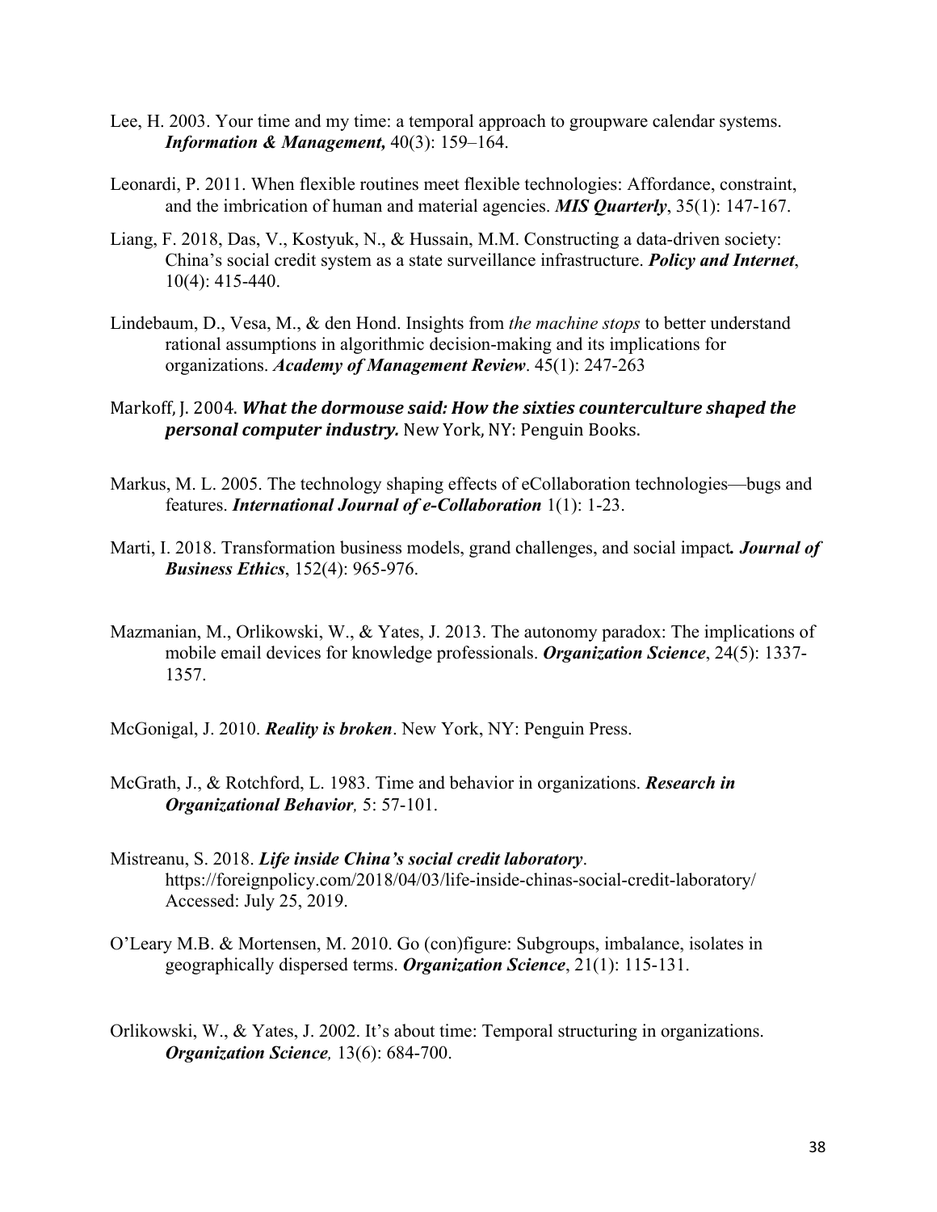Lee, H. 2003. Your time and my time: a temporal approach to groupware calendar systems. ***Information & Management,*** 40(3): 159–164.

Leonardi, P. 2011. When flexible routines meet flexible technologies: Affordance, constraint, and the imbrication of human and material agencies. ***MIS Quarterly***, 35(1): 147-167.

Liang, F. 2018, Das, V., Kostyuk, N., & Hussain, M.M. Constructing a data-driven society: China's social credit system as a state surveillance infrastructure. ***Policy and Internet***, 10(4): 415-440.

Lindebaum, D., Vesa, M., & den Hond. Insights from *the machine stops* to better understand rational assumptions in algorithmic decision-making and its implications for organizations. ***Academy of Management Review***. 45(1): 247-263

Markoff, J. 2004. ***What the dormouse said: How the sixties counterculture shaped the personal computer industry.*** New York, NY: Penguin Books.

Markus, M. L. 2005. The technology shaping effects of eCollaboration technologies—bugs and features. ***International Journal of e-Collaboration*** 1(1): 1-23.

Marti, I. 2018. Transformation business models, grand challenges, and social impact***. Journal of Business Ethics***, 152(4): 965-976.

Mazmanian, M., Orlikowski, W., & Yates, J. 2013. The autonomy paradox: The implications of mobile email devices for knowledge professionals. ***Organization Science***, 24(5): 1337-1357.

McGonigal, J. 2010. ***Reality is broken***. New York, NY: Penguin Press.

McGrath, J., & Rotchford, L. 1983. Time and behavior in organizations. ***Research in Organizational Behavior,*** 5: 57-101.

Mistreanu, S. 2018. ***Life inside China's social credit laboratory***. https://foreignpolicy.com/2018/04/03/life-inside-chinas-social-credit-laboratory/ Accessed: July 25, 2019.

O'Leary M.B. & Mortensen, M. 2010. Go (con)figure: Subgroups, imbalance, isolates in geographically dispersed terms. ***Organization Science***, 21(1): 115-131.

Orlikowski, W., & Yates, J. 2002. It's about time: Temporal structuring in organizations. ***Organization Science,*** 13(6): 684-700.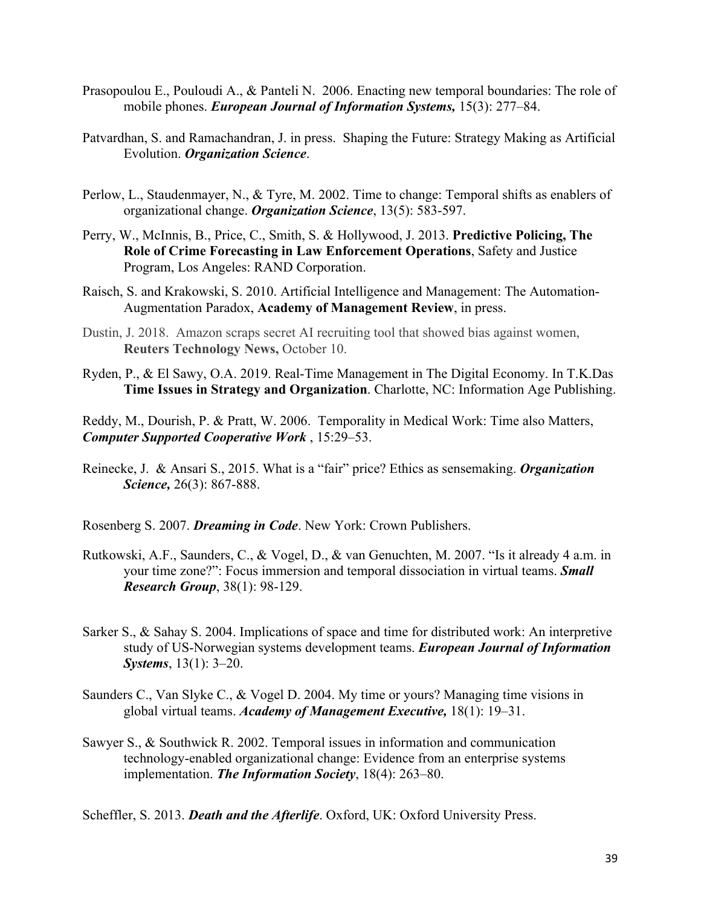Prasopoulou E., Pouloudi A., & Panteli N. 2006. Enacting new temporal boundaries: The role of mobile phones. ***European Journal of Information Systems,*** 15(3): 277–84.

Patvardhan, S. and Ramachandran, J. in press. Shaping the Future: Strategy Making as Artificial Evolution. ***Organization Science***.

Perlow, L., Staudenmayer, N., & Tyre, M. 2002. Time to change: Temporal shifts as enablers of organizational change. ***Organization Science***, 13(5): 583-597.

Perry, W., McInnis, B., Price, C., Smith, S. & Hollywood, J. 2013. **Predictive Policing, The Role of Crime Forecasting in Law Enforcement Operations**, Safety and Justice Program, Los Angeles: RAND Corporation.

Raisch, S. and Krakowski, S. 2010. Artificial Intelligence and Management: The Automation-Augmentation Paradox, **Academy of Management Review**, in press.

Dustin, J. 2018. Amazon scraps secret AI recruiting tool that showed bias against women, **Reuters Technology News,** October 10.

Ryden, P., & El Sawy, O.A. 2019. Real-Time Management in The Digital Economy. In T.K.Das **Time Issues in Strategy and Organization**. Charlotte, NC: Information Age Publishing.

Reddy, M., Dourish, P. & Pratt, W. 2006. Temporality in Medical Work: Time also Matters, ***Computer Supported Cooperative Work*** , 15:29–53.

Reinecke, J. & Ansari S., 2015. What is a "fair" price? Ethics as sensemaking. ***Organization Science,*** 26(3): 867-888.

Rosenberg S. 2007. ***Dreaming in Code***. New York: Crown Publishers.

Rutkowski, A.F., Saunders, C., & Vogel, D., & van Genuchten, M. 2007. "Is it already 4 a.m. in your time zone?": Focus immersion and temporal dissociation in virtual teams. ***Small Research Group***, 38(1): 98-129.

Sarker S., & Sahay S. 2004. Implications of space and time for distributed work: An interpretive study of US-Norwegian systems development teams. ***European Journal of Information Systems***, 13(1): 3–20.

Saunders C., Van Slyke C., & Vogel D. 2004. My time or yours? Managing time visions in global virtual teams. ***Academy of Management Executive,*** 18(1): 19–31.

Sawyer S., & Southwick R. 2002. Temporal issues in information and communication technology-enabled organizational change: Evidence from an enterprise systems implementation. ***The Information Society***, 18(4): 263–80.

Scheffler, S. 2013. ***Death and the Afterlife***. Oxford, UK: Oxford University Press.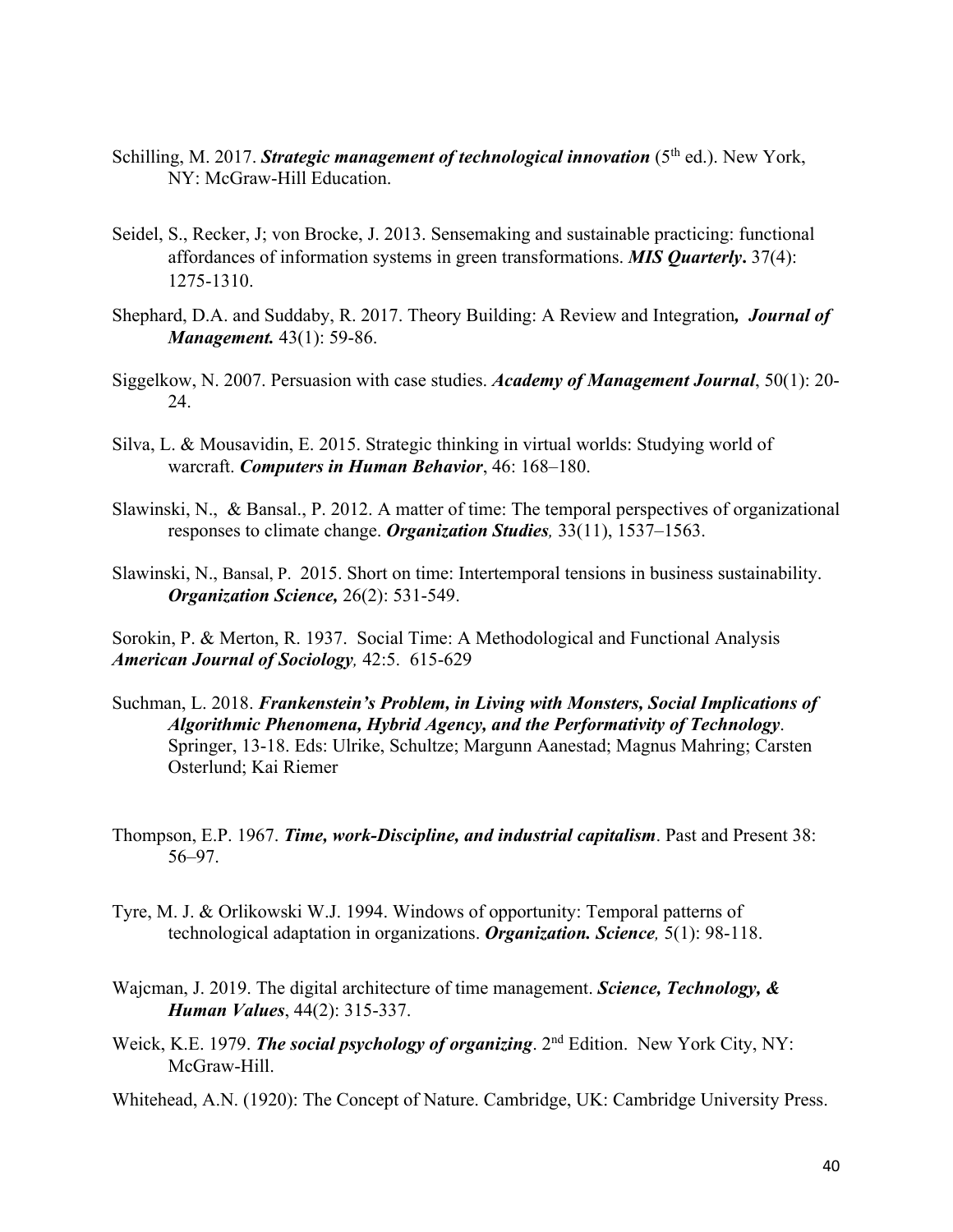Schilling, M. 2017. ***Strategic management of technological innovation*** (5th ed.). New York, NY: McGraw-Hill Education.

Seidel, S., Recker, J; von Brocke, J. 2013. Sensemaking and sustainable practicing: functional affordances of information systems in green transformations. ***MIS Quarterly*.** 37(4): 1275-1310.

Shephard, D.A. and Suddaby, R. 2017. Theory Building: A Review and Integration***, Journal of Management.*** 43(1): 59-86.

Siggelkow, N. 2007. Persuasion with case studies. ***Academy of Management Journal***, 50(1): 20-24.

Silva, L. & Mousavidin, E. 2015. Strategic thinking in virtual worlds: Studying world of warcraft. ***Computers in Human Behavior***, 46: 168–180.

Slawinski, N., & Bansal., P. 2012. A matter of time: The temporal perspectives of organizational responses to climate change. ***Organization Studies,*** 33(11), 1537–1563.

Slawinski, N., Bansal, P. 2015. Short on time: Intertemporal tensions in business sustainability. ***Organization Science,*** 26(2): 531-549.

Sorokin, P. & Merton, R. 1937. Social Time: A Methodological and Functional Analysis ***American Journal of Sociology,*** 42:5. 615-629

Suchman, L. 2018. ***Frankenstein's Problem, in Living with Monsters, Social Implications of Algorithmic Phenomena, Hybrid Agency, and the Performativity of Technology***. Springer, 13-18. Eds: Ulrike, Schultze; Margunn Aanestad; Magnus Mahring; Carsten Osterlund; Kai Riemer

Thompson, E.P. 1967. ***Time, work-Discipline, and industrial capitalism***. Past and Present 38: 56–97.

Tyre, M. J. & Orlikowski W.J. 1994. Windows of opportunity: Temporal patterns of technological adaptation in organizations. ***Organization. Science,*** 5(1): 98-118.

Wajcman, J. 2019. The digital architecture of time management. ***Science, Technology, & Human Values***, 44(2): 315-337.

Weick, K.E. 1979. ***The social psychology of organizing***. 2nd Edition. New York City, NY: McGraw-Hill.

Whitehead, A.N. (1920): The Concept of Nature. Cambridge, UK: Cambridge University Press.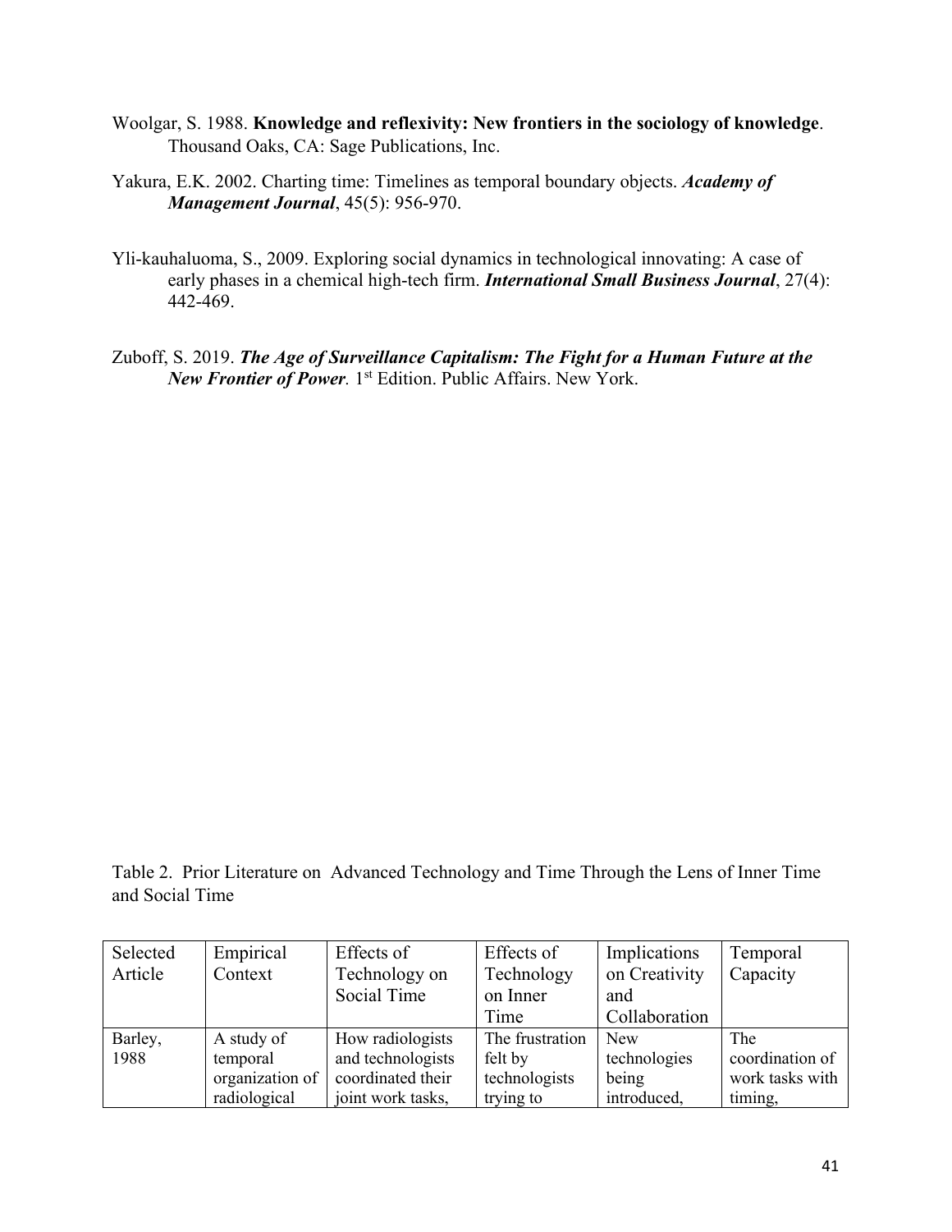Woolgar, S. 1988. **Knowledge and reflexivity: New frontiers in the sociology of knowledge**. Thousand Oaks, CA: Sage Publications, Inc.

Yakura, E.K. 2002. Charting time: Timelines as temporal boundary objects. ***Academy of Management Journal***, 45(5): 956-970.

Yli-kauhaluoma, S., 2009. Exploring social dynamics in technological innovating: A case of early phases in a chemical high-tech firm. ***International Small Business Journal***, 27(4): 442-469.

Zuboff, S. 2019. ***The Age of Surveillance Capitalism: The Fight for a Human Future at the New Frontier of Power.*** 1st Edition. Public Affairs. New York.

Table 2. Prior Literature on Advanced Technology and Time Through the Lens of Inner Time and Social Time

| Selected Article | Empirical Context | Effects of Technology on Social Time | Effects of Technology on Inner Time | Implications on Creativity and Collaboration | Temporal Capacity |
|---|---|---|---|---|---|
| Barley, 1988 | A study of temporal organization of radiological | How radiologists and technologists coordinated their joint work tasks, | The frustration felt by technologists trying to | New technologies being introduced, | The coordination of work tasks with timing, |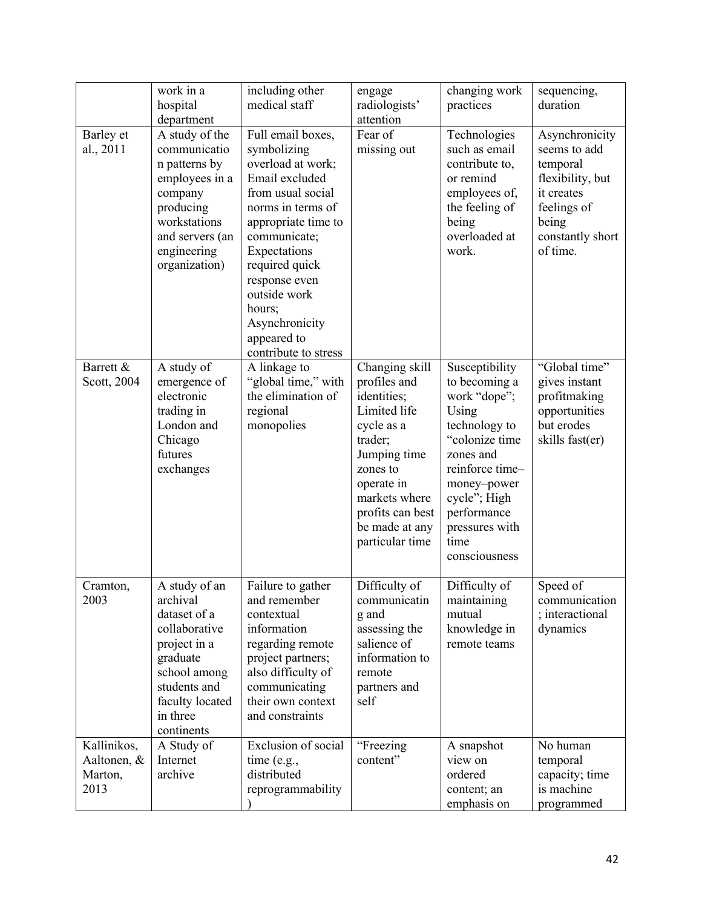| | work in a hospital department | including other medical staff | engage radiologists' attention | changing work practices | sequencing, duration |
|---|---|---|---|---|---|
| Barley et al., 2011 | A study of the communication patterns by employees in a company producing workstations and servers (an engineering organization) | Full email boxes, symbolizing overload at work; Email excluded from usual social norms in terms of appropriate time to communicate; Expectations required quick response even outside work hours; Asynchronicity appeared to contribute to stress | Fear of missing out | Technologies such as email contribute to, or remind employees of, the feeling of being overloaded at work. | Asynchronicity seems to add temporal flexibility, but it creates feelings of being constantly short of time. |
| Barrett & Scott, 2004 | A study of emergence of electronic trading in London and Chicago futures exchanges | A linkage to "global time," with the elimination of regional monopolies | Changing skill profiles and identities; Limited life cycle as a trader; Jumping time zones to operate in markets where profits can best be made at any particular time | Susceptibility to becoming a work "dope"; Using technology to "colonize time zones and reinforce time–money–power cycle"; High performance pressures with time consciousness | "Global time" gives instant profitmaking opportunities but erodes skills fast(er) |
| Cramton, 2003 | A study of an archival dataset of a collaborative project in a graduate school among students and faculty located in three continents | Failure to gather and remember contextual information regarding remote project partners; also difficulty of communicating their own context and constraints | Difficulty of communicating and assessing the salience of information to remote partners and self | Difficulty of maintaining mutual knowledge in remote teams | Speed of communication ; interactional dynamics |
| Kallinikos, Aaltonen, & Marton, 2013 | A Study of Internet archive | Exclusion of social time (e.g., distributed reprogrammability ) | "Freezing content" | A snapshot view on ordered content; an emphasis on | No human temporal capacity; time is machine programmed |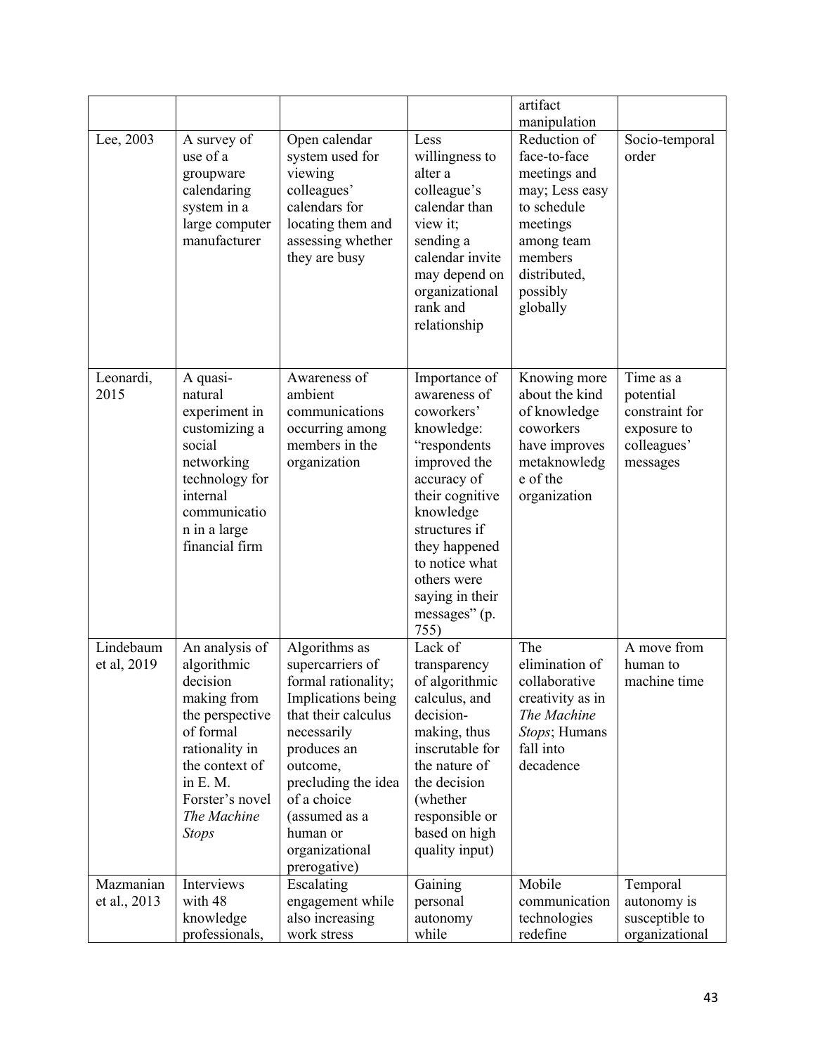| | | | | artifact manipulation | |
|---|---|---|---|---|---|
| Lee, 2003 | A survey of use of a groupware calendaring system in a large computer manufacturer | Open calendar system used for viewing colleagues' calendars for locating them and assessing whether they are busy | Less willingness to alter a colleague's calendar than view it; sending a calendar invite may depend on organizational rank and relationship | Reduction of face-to-face meetings and may; Less easy to schedule meetings among team members distributed, possibly globally | Socio-temporal order |
| Leonardi, 2015 | A quasi-natural experiment in customizing a social networking technology for internal communication in a large financial firm | Awareness of ambient communications occurring among members in the organization | Importance of awareness of coworkers' knowledge: "respondents improved the accuracy of their cognitive knowledge structures if they happened to notice what others were saying in their messages" (p. 755) | Knowing more about the kind of knowledge coworkers have improves metaknowledge of the organization | Time as a potential constraint for exposure to colleagues' messages |
| Lindebaum et al, 2019 | An analysis of algorithmic decision making from the perspective of formal rationality in the context of in E. M. Forster's novel *The Machine Stops* | Algorithms as supercarriers of formal rationality; Implications being that their calculus necessarily produces an outcome, precluding the idea of a choice (assumed as a human or organizational prerogative) | Lack of transparency of algorithmic calculus, and decision-making, thus inscrutable for the nature of the decision (whether responsible or based on high quality input) | The elimination of collaborative creativity as in *The Machine Stops*; Humans fall into decadence | A move from human to machine time |
| Mazmanian et al., 2013 | Interviews with 48 knowledge professionals, | Escalating engagement while also increasing work stress | Gaining personal autonomy while | Mobile communication technologies redefine | Temporal autonomy is susceptible to organizational |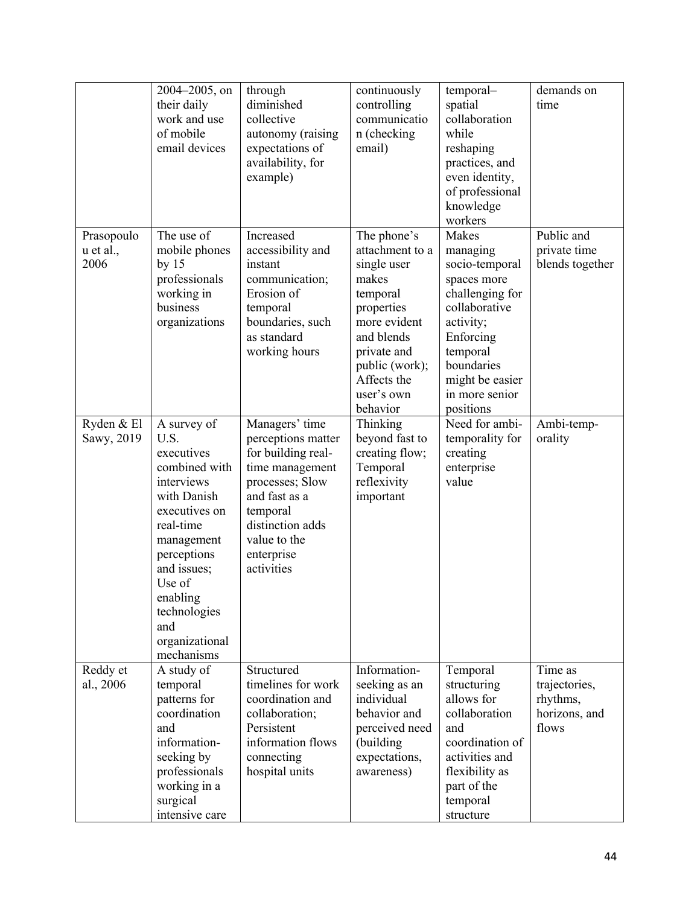| | 2004–2005, on their daily work and use of mobile email devices | through diminished collective autonomy (raising expectations of availability, for example) | continuously controlling communication (checking email) | temporal–spatial collaboration while reshaping practices, and even identity, of professional knowledge workers | demands on time |
|---|---|---|---|---|---|
| Prasopoulou et al., 2006 | The use of mobile phones by 15 professionals working in business organizations | Increased accessibility and instant communication; Erosion of temporal boundaries, such as standard working hours | The phone's attachment to a single user makes temporal properties more evident and blends private and public (work); Affects the user's own behavior | Makes managing socio-temporal spaces more challenging for collaborative activity; Enforcing temporal boundaries might be easier in more senior positions | Public and private time blends together |
| Ryden & El Sawy, 2019 | A survey of U.S. executives combined with interviews with Danish executives on real-time management perceptions and issues; Use of enabling technologies and organizational mechanisms | Managers' time perceptions matter for building real-time management processes; Slow and fast as a temporal distinction adds value to the enterprise activities | Thinking beyond fast to creating flow; Temporal reflexivity important | Need for ambi-temporality for creating enterprise value | Ambi-temporality |
| Reddy et al., 2006 | A study of temporal patterns for coordination and information-seeking by professionals working in a surgical intensive care | Structured timelines for work coordination and collaboration; Persistent information flows connecting hospital units | Information-seeking as an individual behavior and perceived need (building expectations, awareness) | Temporal structuring allows for collaboration and coordination of activities and flexibility as part of the temporal structure | Time as trajectories, rhythms, horizons, and flows |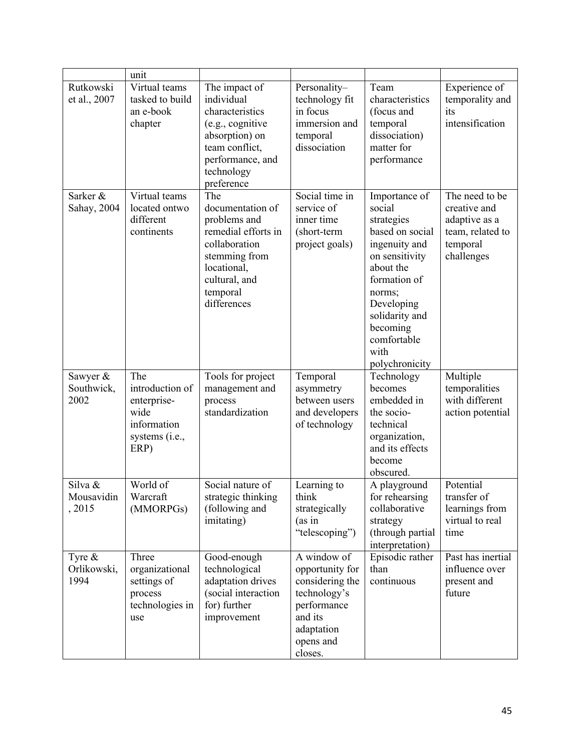| | | | | | |
|---|---|---|---|---|---|
| | unit | | | | |
| Rutkowski et al., 2007 | Virtual teams tasked to build an e-book chapter | The impact of individual characteristics (e.g., cognitive absorption) on team conflict, performance, and technology preference | Personality–technology fit in focus immersion and temporal dissociation | Team characteristics (focus and temporal dissociation) matter for performance | Experience of temporality and its intensification |
| Sarker & Sahay, 2004 | Virtual teams located ontwo different continents | The documentation of problems and remedial efforts in collaboration stemming from locational, cultural, and temporal differences | Social time in service of inner time (short-term project goals) | Importance of social strategies based on social ingenuity and on sensitivity about the formation of norms; Developing solidarity and becoming comfortable with polychronicity | The need to be creative and adaptive as a team, related to temporal challenges |
| Sawyer & Southwick, 2002 | The introduction of enterprise-wide information systems (i.e., ERP) | Tools for project management and process standardization | Temporal asymmetry between users and developers of technology | Technology becomes embedded in the socio-technical organization, and its effects become obscured. | Multiple temporalities with different action potential |
| Silva & Mousavidin, 2015 | World of Warcraft (MMORPGs) | Social nature of strategic thinking (following and imitating) | Learning to think strategically (as in "telescoping") | A playground for rehearsing collaborative strategy (through partial interpretation) | Potential transfer of learnings from virtual to real time |
| Tyre & Orlikowski, 1994 | Three organizational settings of process technologies in use | Good-enough technological adaptation drives (social interaction for) further improvement | A window of opportunity for considering the technology's performance and its adaptation opens and closes. | Episodic rather than continuous | Past has inertial influence over present and future |